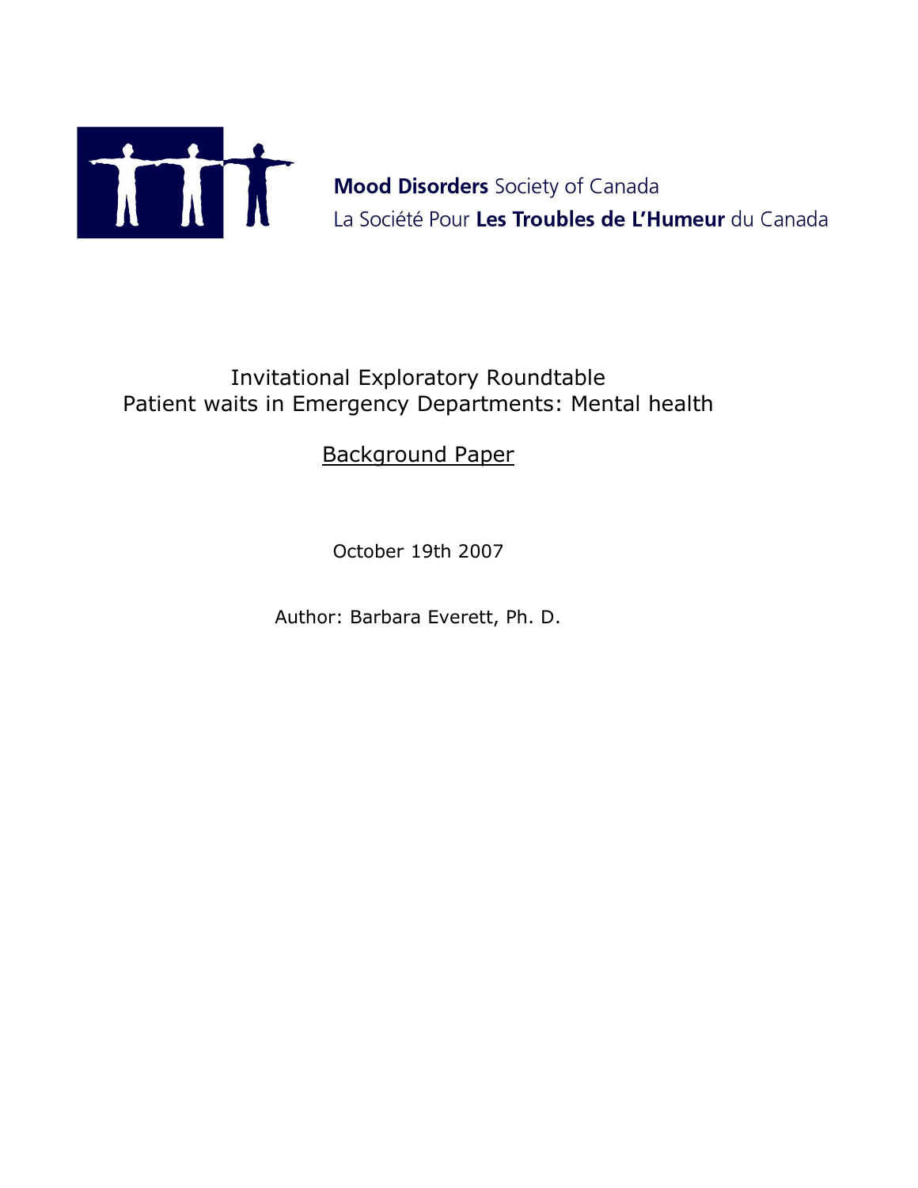**Mood Disorders** Society of Canada
La Société Pour **Les Troubles de L'Humeur** du Canada

# Invitational Exploratory Roundtable
# Patient waits in Emergency Departments: Mental health

## Background Paper

October 19th 2007

Author: Barbara Everett, Ph. D.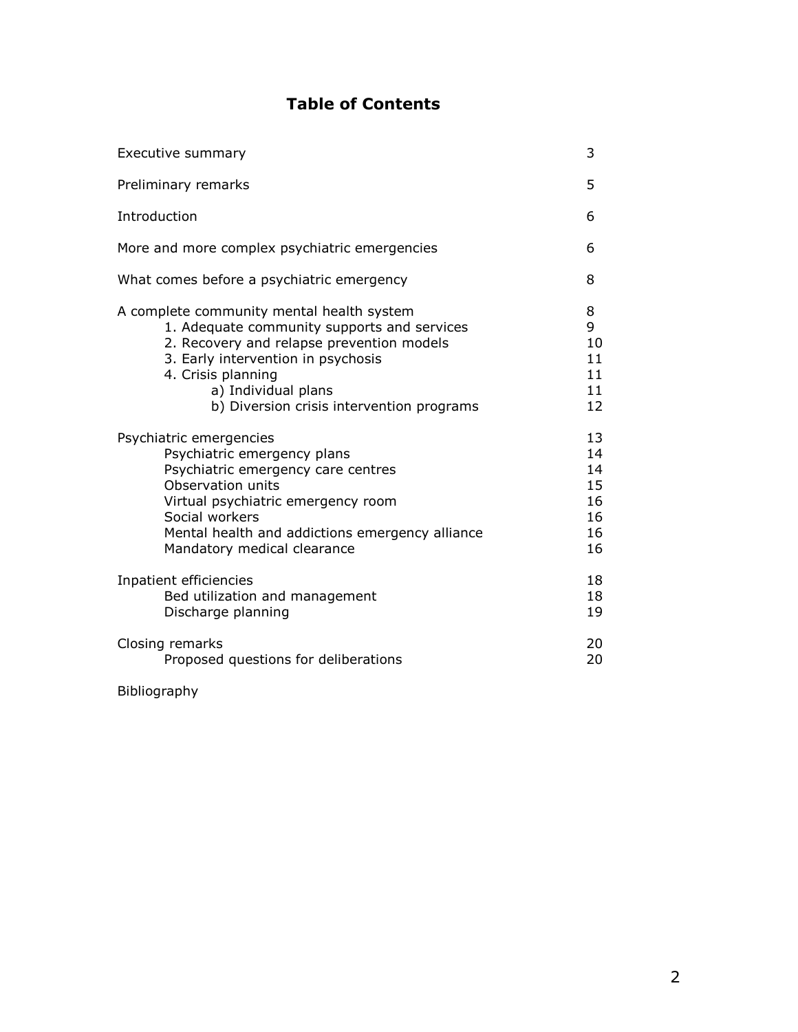# Table of Contents

| | |
|---|---|
| Executive summary | 3 |
| Preliminary remarks | 5 |
| Introduction | 6 |
| More and more complex psychiatric emergencies | 6 |
| What comes before a psychiatric emergency | 8 |
| A complete community mental health system | 8 |
| 1. Adequate community supports and services | 9 |
| 2. Recovery and relapse prevention models | 10 |
| 3. Early intervention in psychosis | 11 |
| 4. Crisis planning | 11 |
| a) Individual plans | 11 |
| b) Diversion crisis intervention programs | 12 |
| Psychiatric emergencies | 13 |
| Psychiatric emergency plans | 14 |
| Psychiatric emergency care centres | 14 |
| Observation units | 15 |
| Virtual psychiatric emergency room | 16 |
| Social workers | 16 |
| Mental health and addictions emergency alliance | 16 |
| Mandatory medical clearance | 16 |
| Inpatient efficiencies | 18 |
| Bed utilization and management | 18 |
| Discharge planning | 19 |
| Closing remarks | 20 |
| Proposed questions for deliberations | 20 |
| Bibliography | |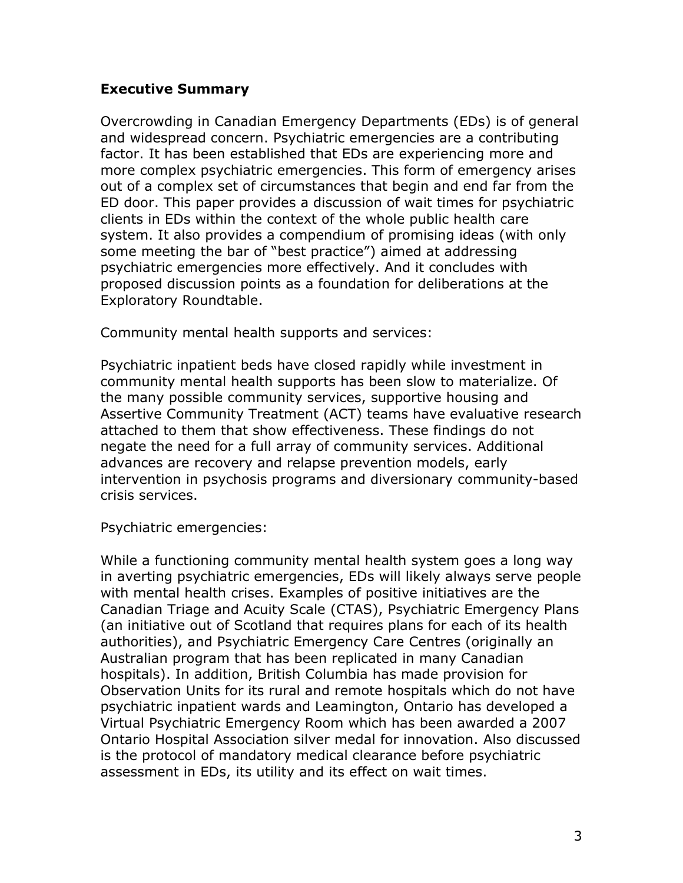## Executive Summary

Overcrowding in Canadian Emergency Departments (EDs) is of general and widespread concern. Psychiatric emergencies are a contributing factor. It has been established that EDs are experiencing more and more complex psychiatric emergencies. This form of emergency arises out of a complex set of circumstances that begin and end far from the ED door. This paper provides a discussion of wait times for psychiatric clients in EDs within the context of the whole public health care system. It also provides a compendium of promising ideas (with only some meeting the bar of "best practice") aimed at addressing psychiatric emergencies more effectively. And it concludes with proposed discussion points as a foundation for deliberations at the Exploratory Roundtable.

Community mental health supports and services:

Psychiatric inpatient beds have closed rapidly while investment in community mental health supports has been slow to materialize. Of the many possible community services, supportive housing and Assertive Community Treatment (ACT) teams have evaluative research attached to them that show effectiveness. These findings do not negate the need for a full array of community services. Additional advances are recovery and relapse prevention models, early intervention in psychosis programs and diversionary community-based crisis services.

Psychiatric emergencies:

While a functioning community mental health system goes a long way in averting psychiatric emergencies, EDs will likely always serve people with mental health crises. Examples of positive initiatives are the Canadian Triage and Acuity Scale (CTAS), Psychiatric Emergency Plans (an initiative out of Scotland that requires plans for each of its health authorities), and Psychiatric Emergency Care Centres (originally an Australian program that has been replicated in many Canadian hospitals). In addition, British Columbia has made provision for Observation Units for its rural and remote hospitals which do not have psychiatric inpatient wards and Leamington, Ontario has developed a Virtual Psychiatric Emergency Room which has been awarded a 2007 Ontario Hospital Association silver medal for innovation. Also discussed is the protocol of mandatory medical clearance before psychiatric assessment in EDs, its utility and its effect on wait times.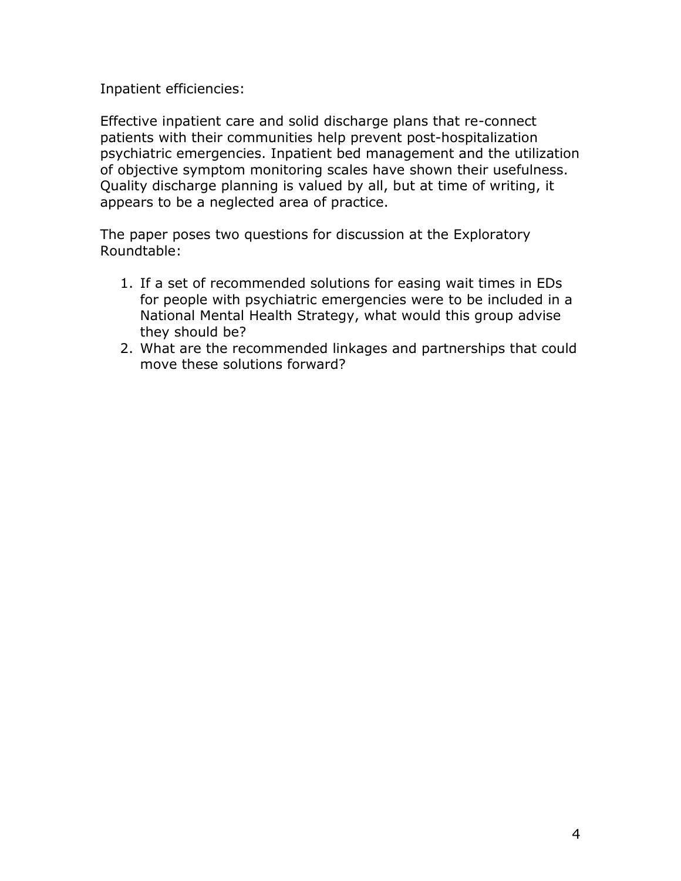Inpatient efficiencies:

Effective inpatient care and solid discharge plans that re-connect patients with their communities help prevent post-hospitalization psychiatric emergencies. Inpatient bed management and the utilization of objective symptom monitoring scales have shown their usefulness. Quality discharge planning is valued by all, but at time of writing, it appears to be a neglected area of practice.

The paper poses two questions for discussion at the Exploratory Roundtable:

1. If a set of recommended solutions for easing wait times in EDs for people with psychiatric emergencies were to be included in a National Mental Health Strategy, what would this group advise they should be?
2. What are the recommended linkages and partnerships that could move these solutions forward?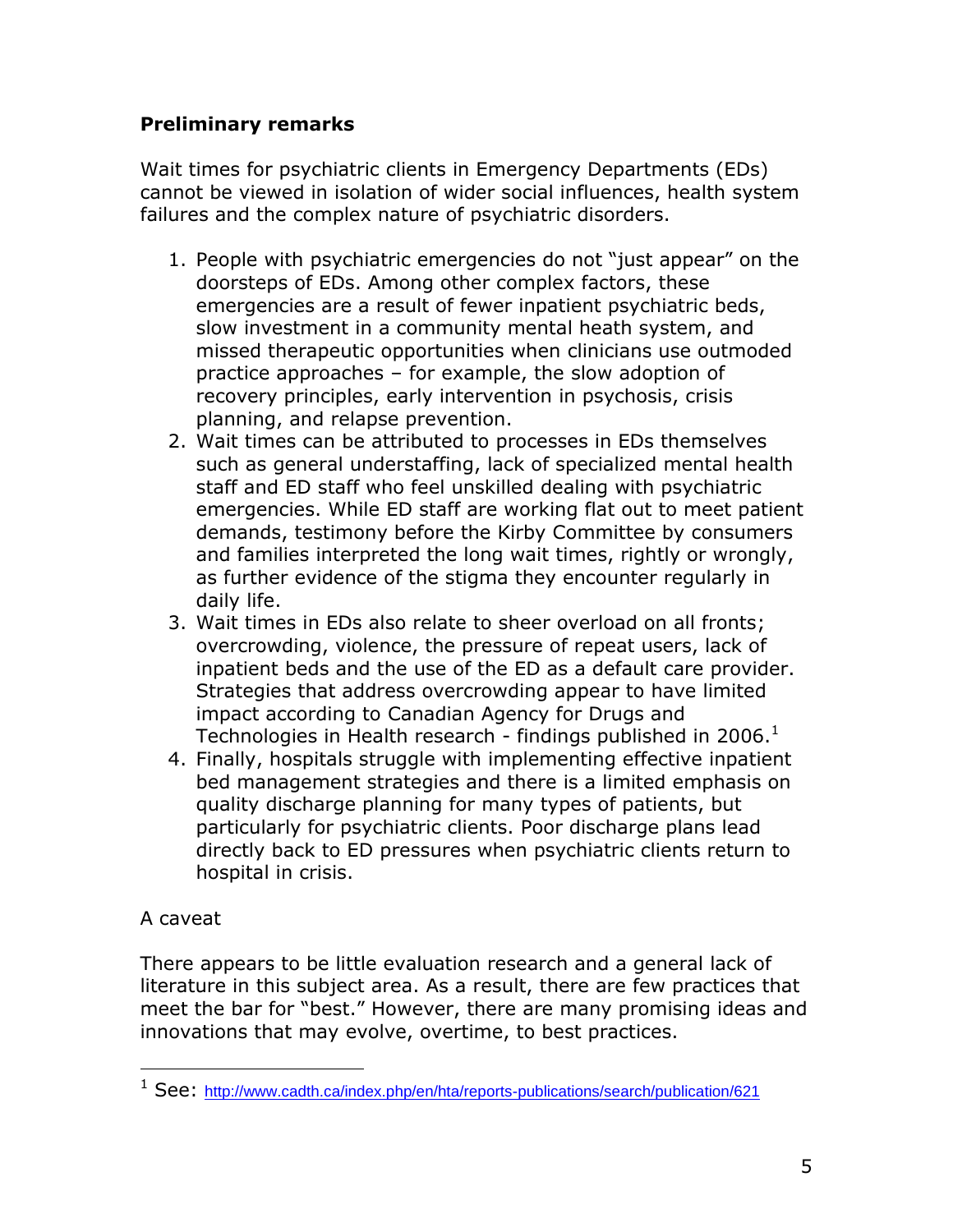**Preliminary remarks**

Wait times for psychiatric clients in Emergency Departments (EDs) cannot be viewed in isolation of wider social influences, health system failures and the complex nature of psychiatric disorders.

1. People with psychiatric emergencies do not "just appear" on the doorsteps of EDs. Among other complex factors, these emergencies are a result of fewer inpatient psychiatric beds, slow investment in a community mental heath system, and missed therapeutic opportunities when clinicians use outmoded practice approaches – for example, the slow adoption of recovery principles, early intervention in psychosis, crisis planning, and relapse prevention.
2. Wait times can be attributed to processes in EDs themselves such as general understaffing, lack of specialized mental health staff and ED staff who feel unskilled dealing with psychiatric emergencies. While ED staff are working flat out to meet patient demands, testimony before the Kirby Committee by consumers and families interpreted the long wait times, rightly or wrongly, as further evidence of the stigma they encounter regularly in daily life.
3. Wait times in EDs also relate to sheer overload on all fronts; overcrowding, violence, the pressure of repeat users, lack of inpatient beds and the use of the ED as a default care provider. Strategies that address overcrowding appear to have limited impact according to Canadian Agency for Drugs and Technologies in Health research - findings published in 2006.[1]
4. Finally, hospitals struggle with implementing effective inpatient bed management strategies and there is a limited emphasis on quality discharge planning for many types of patients, but particularly for psychiatric clients. Poor discharge plans lead directly back to ED pressures when psychiatric clients return to hospital in crisis.

A caveat

There appears to be little evaluation research and a general lack of literature in this subject area. As a result, there are few practices that meet the bar for "best." However, there are many promising ideas and innovations that may evolve, overtime, to best practices.

---

[1] See: http://www.cadth.ca/index.php/en/hta/reports-publications/search/publication/621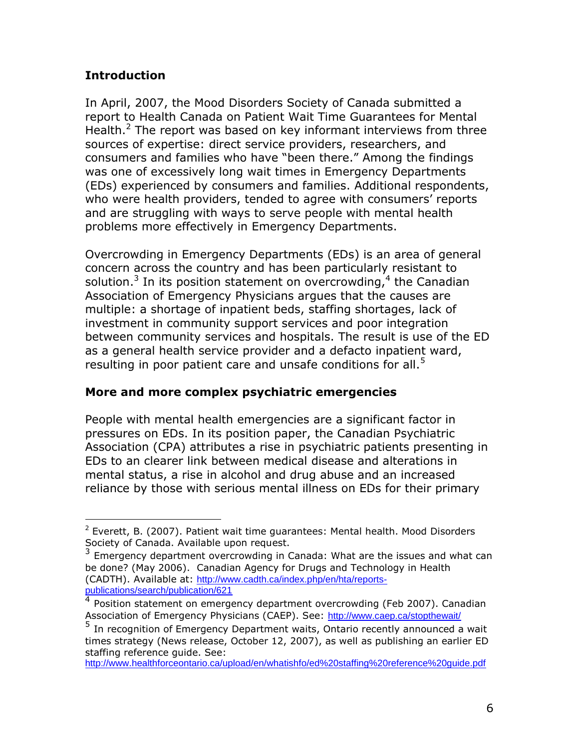## Introduction

In April, 2007, the Mood Disorders Society of Canada submitted a report to Health Canada on Patient Wait Time Guarantees for Mental Health.[2] The report was based on key informant interviews from three sources of expertise: direct service providers, researchers, and consumers and families who have "been there." Among the findings was one of excessively long wait times in Emergency Departments (EDs) experienced by consumers and families. Additional respondents, who were health providers, tended to agree with consumers' reports and are struggling with ways to serve people with mental health problems more effectively in Emergency Departments.

Overcrowding in Emergency Departments (EDs) is an area of general concern across the country and has been particularly resistant to solution.[3] In its position statement on overcrowding,[4] the Canadian Association of Emergency Physicians argues that the causes are multiple: a shortage of inpatient beds, staffing shortages, lack of investment in community support services and poor integration between community services and hospitals. The result is use of the ED as a general health service provider and a defacto inpatient ward, resulting in poor patient care and unsafe conditions for all.[5]

## More and more complex psychiatric emergencies

People with mental health emergencies are a significant factor in pressures on EDs. In its position paper, the Canadian Psychiatric Association (CPA) attributes a rise in psychiatric patients presenting in EDs to an clearer link between medical disease and alterations in mental status, a rise in alcohol and drug abuse and an increased reliance by those with serious mental illness on EDs for their primary

---

[2] Everett, B. (2007). Patient wait time guarantees: Mental health. Mood Disorders Society of Canada. Available upon request.

[3] Emergency department overcrowding in Canada: What are the issues and what can be done? (May 2006). Canadian Agency for Drugs and Technology in Health (CADTH). Available at: http://www.cadth.ca/index.php/en/hta/reports-publications/search/publication/621

[4] Position statement on emergency department overcrowding (Feb 2007). Canadian Association of Emergency Physicians (CAEP). See: http://www.caep.ca/stopthewait/

[5] In recognition of Emergency Department waits, Ontario recently announced a wait times strategy (News release, October 12, 2007), as well as publishing an earlier ED staffing reference guide. See: http://www.healthforceontario.ca/upload/en/whatishfo/ed%20staffing%20reference%20guide.pdf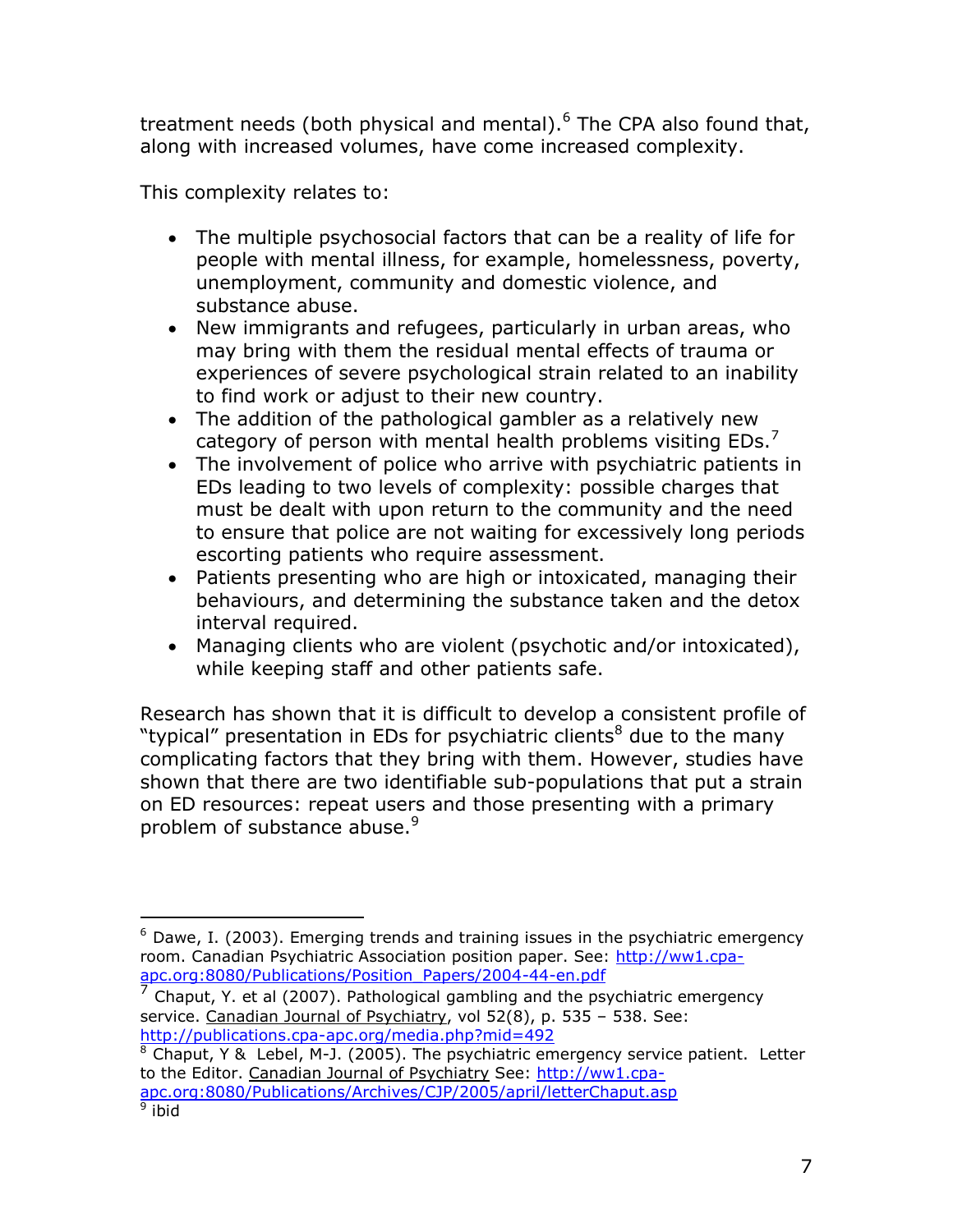treatment needs (both physical and mental).[6] The CPA also found that, along with increased volumes, have come increased complexity.

This complexity relates to:

- The multiple psychosocial factors that can be a reality of life for people with mental illness, for example, homelessness, poverty, unemployment, community and domestic violence, and substance abuse.
- New immigrants and refugees, particularly in urban areas, who may bring with them the residual mental effects of trauma or experiences of severe psychological strain related to an inability to find work or adjust to their new country.
- The addition of the pathological gambler as a relatively new category of person with mental health problems visiting EDs.[7]
- The involvement of police who arrive with psychiatric patients in EDs leading to two levels of complexity: possible charges that must be dealt with upon return to the community and the need to ensure that police are not waiting for excessively long periods escorting patients who require assessment.
- Patients presenting who are high or intoxicated, managing their behaviours, and determining the substance taken and the detox interval required.
- Managing clients who are violent (psychotic and/or intoxicated), while keeping staff and other patients safe.

Research has shown that it is difficult to develop a consistent profile of "typical" presentation in EDs for psychiatric clients[8] due to the many complicating factors that they bring with them. However, studies have shown that there are two identifiable sub-populations that put a strain on ED resources: repeat users and those presenting with a primary problem of substance abuse.[9]

---

[6] Dawe, I. (2003). Emerging trends and training issues in the psychiatric emergency room. Canadian Psychiatric Association position paper. See: http://ww1.cpa-apc.org:8080/Publications/Position_Papers/2004-44-en.pdf

[7] Chaput, Y. et al (2007). Pathological gambling and the psychiatric emergency service. Canadian Journal of Psychiatry, vol 52(8), p. 535 – 538. See: http://publications.cpa-apc.org/media.php?mid=492

[8] Chaput, Y & Lebel, M-J. (2005). The psychiatric emergency service patient. Letter to the Editor. Canadian Journal of Psychiatry See: http://ww1.cpa-apc.org:8080/Publications/Archives/CJP/2005/april/letterChaput.asp

[9] ibid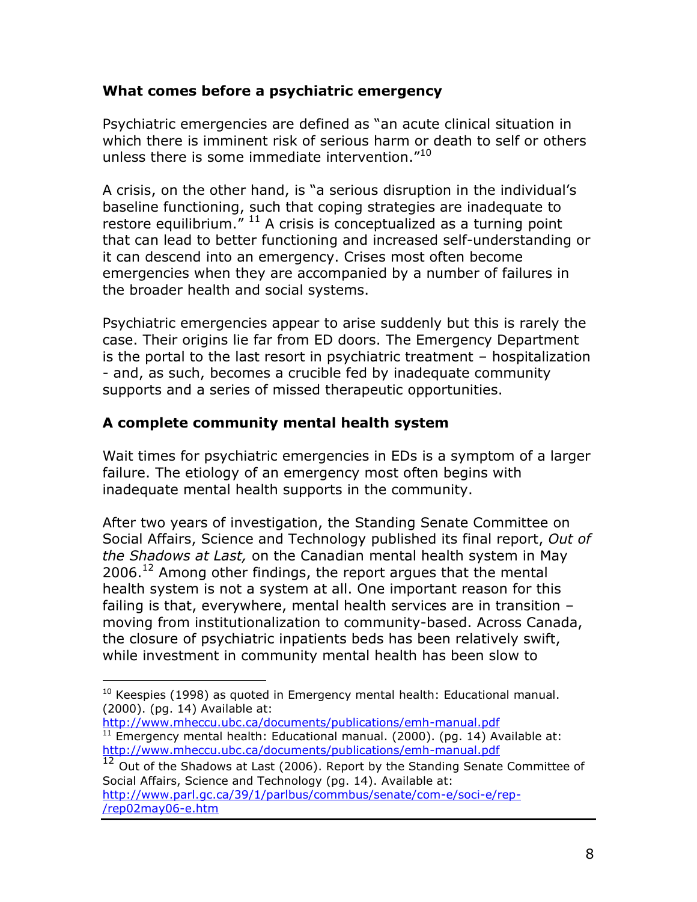### What comes before a psychiatric emergency

Psychiatric emergencies are defined as "an acute clinical situation in which there is imminent risk of serious harm or death to self or others unless there is some immediate intervention."[10]

A crisis, on the other hand, is "a serious disruption in the individual's baseline functioning, such that coping strategies are inadequate to restore equilibrium." [11] A crisis is conceptualized as a turning point that can lead to better functioning and increased self-understanding or it can descend into an emergency. Crises most often become emergencies when they are accompanied by a number of failures in the broader health and social systems.

Psychiatric emergencies appear to arise suddenly but this is rarely the case. Their origins lie far from ED doors. The Emergency Department is the portal to the last resort in psychiatric treatment – hospitalization - and, as such, becomes a crucible fed by inadequate community supports and a series of missed therapeutic opportunities.

### A complete community mental health system

Wait times for psychiatric emergencies in EDs is a symptom of a larger failure. The etiology of an emergency most often begins with inadequate mental health supports in the community.

After two years of investigation, the Standing Senate Committee on Social Affairs, Science and Technology published its final report, *Out of the Shadows at Last,* on the Canadian mental health system in May 2006.[12] Among other findings, the report argues that the mental health system is not a system at all. One important reason for this failing is that, everywhere, mental health services are in transition – moving from institutionalization to community-based. Across Canada, the closure of psychiatric inpatients beds has been relatively swift, while investment in community mental health has been slow to

---

[10] Keespies (1998) as quoted in Emergency mental health: Educational manual. (2000). (pg. 14) Available at: http://www.mheccu.ubc.ca/documents/publications/emh-manual.pdf

[11] Emergency mental health: Educational manual. (2000). (pg. 14) Available at: http://www.mheccu.ubc.ca/documents/publications/emh-manual.pdf

[12] Out of the Shadows at Last (2006). Report by the Standing Senate Committee of Social Affairs, Science and Technology (pg. 14). Available at: http://www.parl.gc.ca/39/1/parlbus/commbus/senate/com-e/soci-e/rep-/rep02may06-e.htm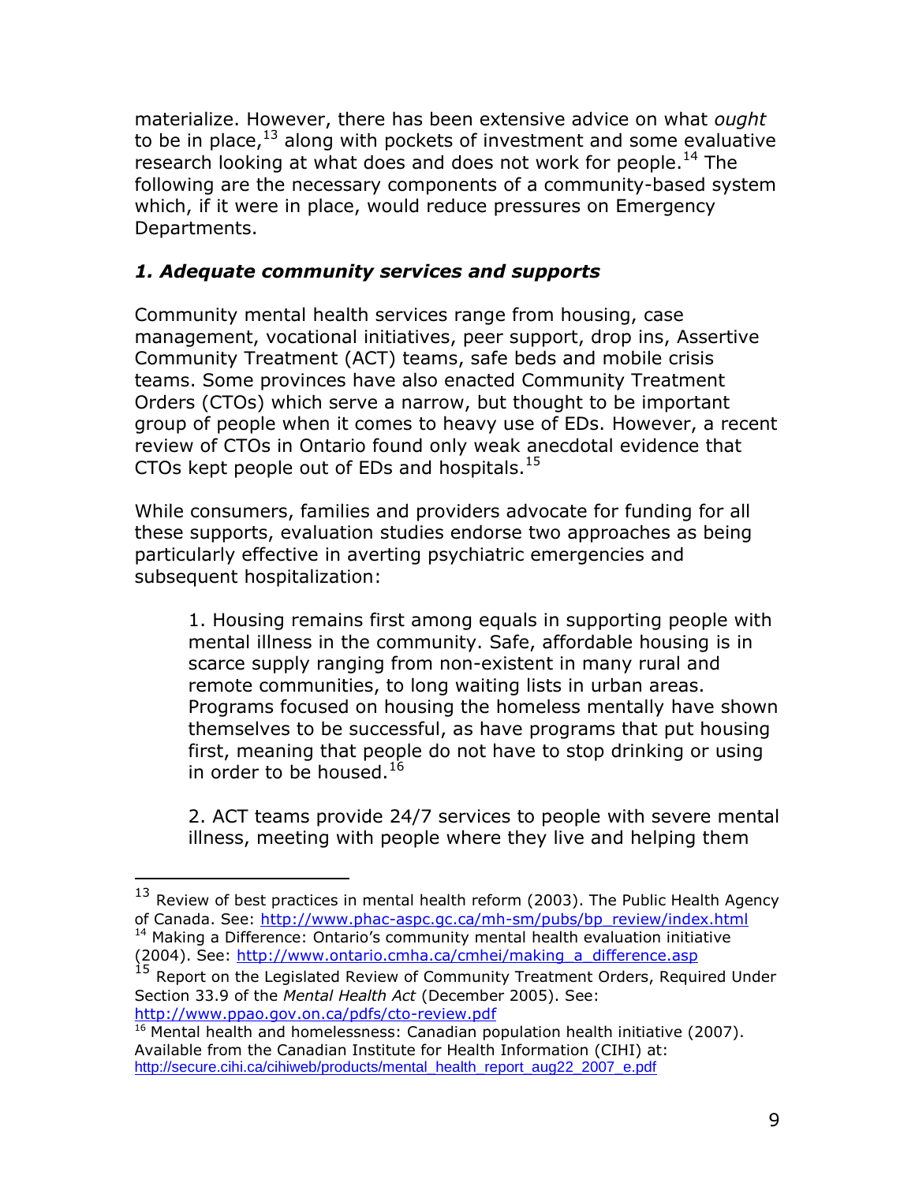materialize. However, there has been extensive advice on what *ought* to be in place,[13] along with pockets of investment and some evaluative research looking at what does and does not work for people.[14] The following are the necessary components of a community-based system which, if it were in place, would reduce pressures on Emergency Departments.

### *1. Adequate community services and supports*

Community mental health services range from housing, case management, vocational initiatives, peer support, drop ins, Assertive Community Treatment (ACT) teams, safe beds and mobile crisis teams. Some provinces have also enacted Community Treatment Orders (CTOs) which serve a narrow, but thought to be important group of people when it comes to heavy use of EDs. However, a recent review of CTOs in Ontario found only weak anecdotal evidence that CTOs kept people out of EDs and hospitals.[15]

While consumers, families and providers advocate for funding for all these supports, evaluation studies endorse two approaches as being particularly effective in averting psychiatric emergencies and subsequent hospitalization:

> 1. Housing remains first among equals in supporting people with mental illness in the community. Safe, affordable housing is in scarce supply ranging from non-existent in many rural and remote communities, to long waiting lists in urban areas. Programs focused on housing the homeless mentally have shown themselves to be successful, as have programs that put housing first, meaning that people do not have to stop drinking or using in order to be housed.[16]
>
> 2. ACT teams provide 24/7 services to people with severe mental illness, meeting with people where they live and helping them

---

[13] Review of best practices in mental health reform (2003). The Public Health Agency of Canada. See: http://www.phac-aspc.gc.ca/mh-sm/pubs/bp_review/index.html

[14] Making a Difference: Ontario's community mental health evaluation initiative (2004). See: http://www.ontario.cmha.ca/cmhei/making_a_difference.asp

[15] Report on the Legislated Review of Community Treatment Orders, Required Under Section 33.9 of the *Mental Health Act* (December 2005). See: http://www.ppao.gov.on.ca/pdfs/cto-review.pdf

[16] Mental health and homelessness: Canadian population health initiative (2007). Available from the Canadian Institute for Health Information (CIHI) at: http://secure.cihi.ca/cihiweb/products/mental_health_report_aug22_2007_e.pdf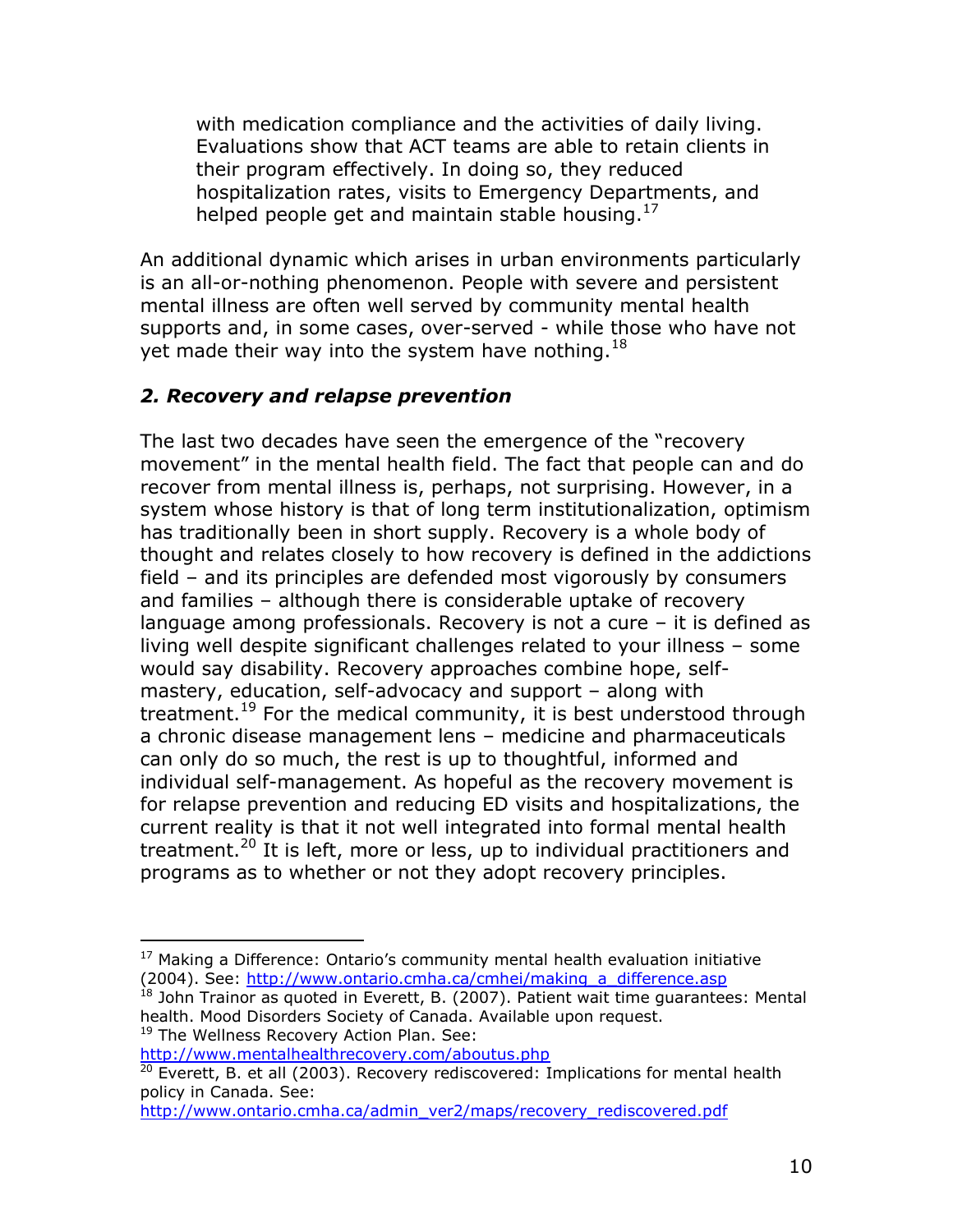> with medication compliance and the activities of daily living. Evaluations show that ACT teams are able to retain clients in their program effectively. In doing so, they reduced hospitalization rates, visits to Emergency Departments, and helped people get and maintain stable housing.[17]

An additional dynamic which arises in urban environments particularly is an all-or-nothing phenomenon. People with severe and persistent mental illness are often well served by community mental health supports and, in some cases, over-served - while those who have not yet made their way into the system have nothing.[18]

### *2. Recovery and relapse prevention*

The last two decades have seen the emergence of the "recovery movement" in the mental health field. The fact that people can and do recover from mental illness is, perhaps, not surprising. However, in a system whose history is that of long term institutionalization, optimism has traditionally been in short supply. Recovery is a whole body of thought and relates closely to how recovery is defined in the addictions field – and its principles are defended most vigorously by consumers and families – although there is considerable uptake of recovery language among professionals. Recovery is not a cure – it is defined as living well despite significant challenges related to your illness – some would say disability. Recovery approaches combine hope, self-mastery, education, self-advocacy and support – along with treatment.[19] For the medical community, it is best understood through a chronic disease management lens – medicine and pharmaceuticals can only do so much, the rest is up to thoughtful, informed and individual self-management. As hopeful as the recovery movement is for relapse prevention and reducing ED visits and hospitalizations, the current reality is that it not well integrated into formal mental health treatment.[20] It is left, more or less, up to individual practitioners and programs as to whether or not they adopt recovery principles.

---

[17] Making a Difference: Ontario's community mental health evaluation initiative (2004). See: http://www.ontario.cmha.ca/cmhei/making_a_difference.asp

[18] John Trainor as quoted in Everett, B. (2007). Patient wait time guarantees: Mental health. Mood Disorders Society of Canada. Available upon request.

[19] The Wellness Recovery Action Plan. See: http://www.mentalhealthrecovery.com/aboutus.php

[20] Everett, B. et all (2003). Recovery rediscovered: Implications for mental health policy in Canada. See: http://www.ontario.cmha.ca/admin_ver2/maps/recovery_rediscovered.pdf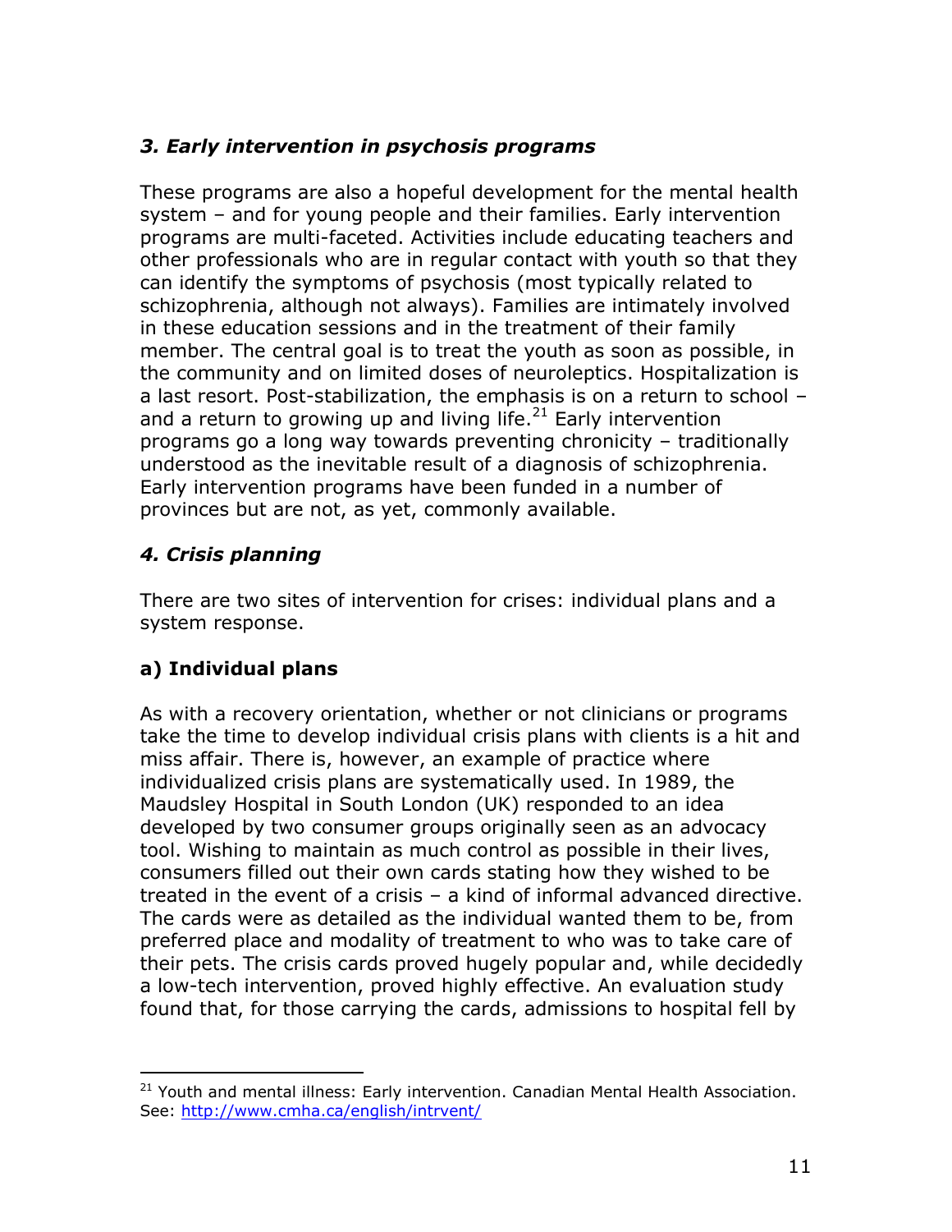### *3. Early intervention in psychosis programs*

These programs are also a hopeful development for the mental health system – and for young people and their families. Early intervention programs are multi-faceted. Activities include educating teachers and other professionals who are in regular contact with youth so that they can identify the symptoms of psychosis (most typically related to schizophrenia, although not always). Families are intimately involved in these education sessions and in the treatment of their family member. The central goal is to treat the youth as soon as possible, in the community and on limited doses of neuroleptics. Hospitalization is a last resort. Post-stabilization, the emphasis is on a return to school – and a return to growing up and living life.[21] Early intervention programs go a long way towards preventing chronicity – traditionally understood as the inevitable result of a diagnosis of schizophrenia. Early intervention programs have been funded in a number of provinces but are not, as yet, commonly available.

### *4. Crisis planning*

There are two sites of intervention for crises: individual plans and a system response.

#### a) Individual plans

As with a recovery orientation, whether or not clinicians or programs take the time to develop individual crisis plans with clients is a hit and miss affair. There is, however, an example of practice where individualized crisis plans are systematically used. In 1989, the Maudsley Hospital in South London (UK) responded to an idea developed by two consumer groups originally seen as an advocacy tool. Wishing to maintain as much control as possible in their lives, consumers filled out their own cards stating how they wished to be treated in the event of a crisis – a kind of informal advanced directive. The cards were as detailed as the individual wanted them to be, from preferred place and modality of treatment to who was to take care of their pets. The crisis cards proved hugely popular and, while decidedly a low-tech intervention, proved highly effective. An evaluation study found that, for those carrying the cards, admissions to hospital fell by

---

[21] Youth and mental illness: Early intervention. Canadian Mental Health Association. See: http://www.cmha.ca/english/intrvent/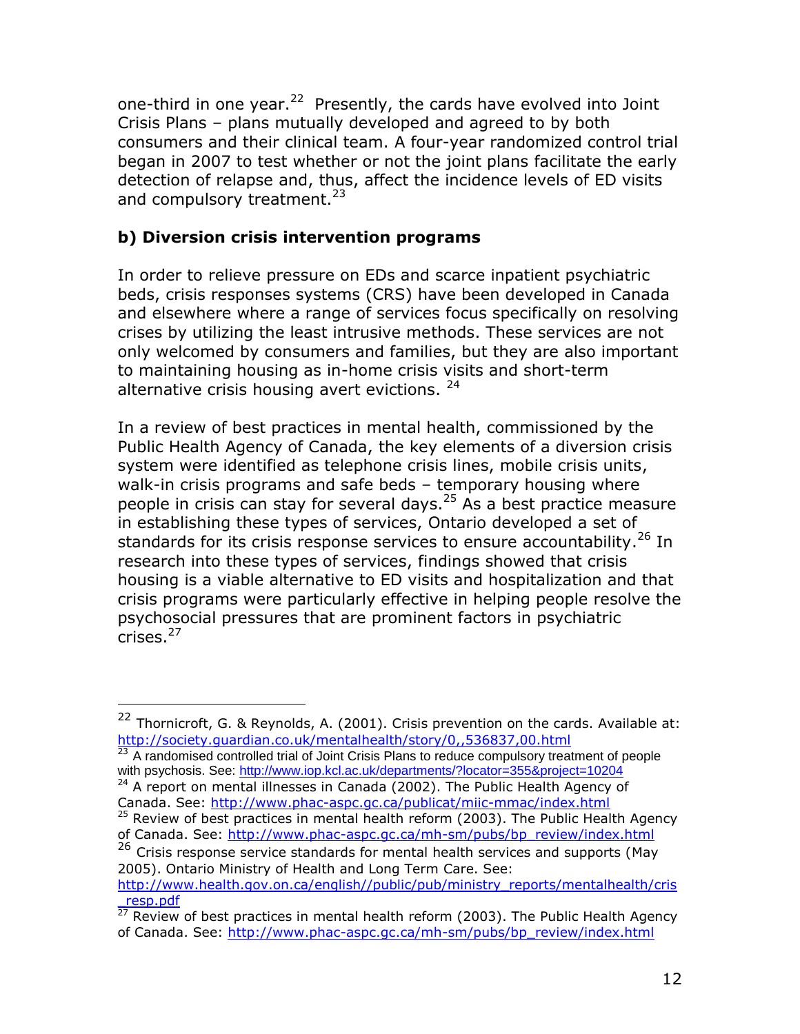one-third in one year.[22] Presently, the cards have evolved into Joint Crisis Plans – plans mutually developed and agreed to by both consumers and their clinical team. A four-year randomized control trial began in 2007 to test whether or not the joint plans facilitate the early detection of relapse and, thus, affect the incidence levels of ED visits and compulsory treatment.[23]

### b) Diversion crisis intervention programs

In order to relieve pressure on EDs and scarce inpatient psychiatric beds, crisis responses systems (CRS) have been developed in Canada and elsewhere where a range of services focus specifically on resolving crises by utilizing the least intrusive methods. These services are not only welcomed by consumers and families, but they are also important to maintaining housing as in-home crisis visits and short-term alternative crisis housing avert evictions.[24]

In a review of best practices in mental health, commissioned by the Public Health Agency of Canada, the key elements of a diversion crisis system were identified as telephone crisis lines, mobile crisis units, walk-in crisis programs and safe beds – temporary housing where people in crisis can stay for several days.[25] As a best practice measure in establishing these types of services, Ontario developed a set of standards for its crisis response services to ensure accountability.[26] In research into these types of services, findings showed that crisis housing is a viable alternative to ED visits and hospitalization and that crisis programs were particularly effective in helping people resolve the psychosocial pressures that are prominent factors in psychiatric crises.[27]

---

[22] Thornicroft, G. & Reynolds, A. (2001). Crisis prevention on the cards. Available at: http://society.guardian.co.uk/mentalhealth/story/0,,536837,00.html

[23] A randomised controlled trial of Joint Crisis Plans to reduce compulsory treatment of people with psychosis. See: http://www.iop.kcl.ac.uk/departments/?locator=355&project=10204

[24] A report on mental illnesses in Canada (2002). The Public Health Agency of Canada. See: http://www.phac-aspc.gc.ca/publicat/miic-mmac/index.html

[25] Review of best practices in mental health reform (2003). The Public Health Agency of Canada. See: http://www.phac-aspc.gc.ca/mh-sm/pubs/bp_review/index.html

[26] Crisis response service standards for mental health services and supports (May 2005). Ontario Ministry of Health and Long Term Care. See: http://www.health.gov.on.ca/english//public/pub/ministry_reports/mentalhealth/cris_resp.pdf

[27] Review of best practices in mental health reform (2003). The Public Health Agency of Canada. See: http://www.phac-aspc.gc.ca/mh-sm/pubs/bp_review/index.html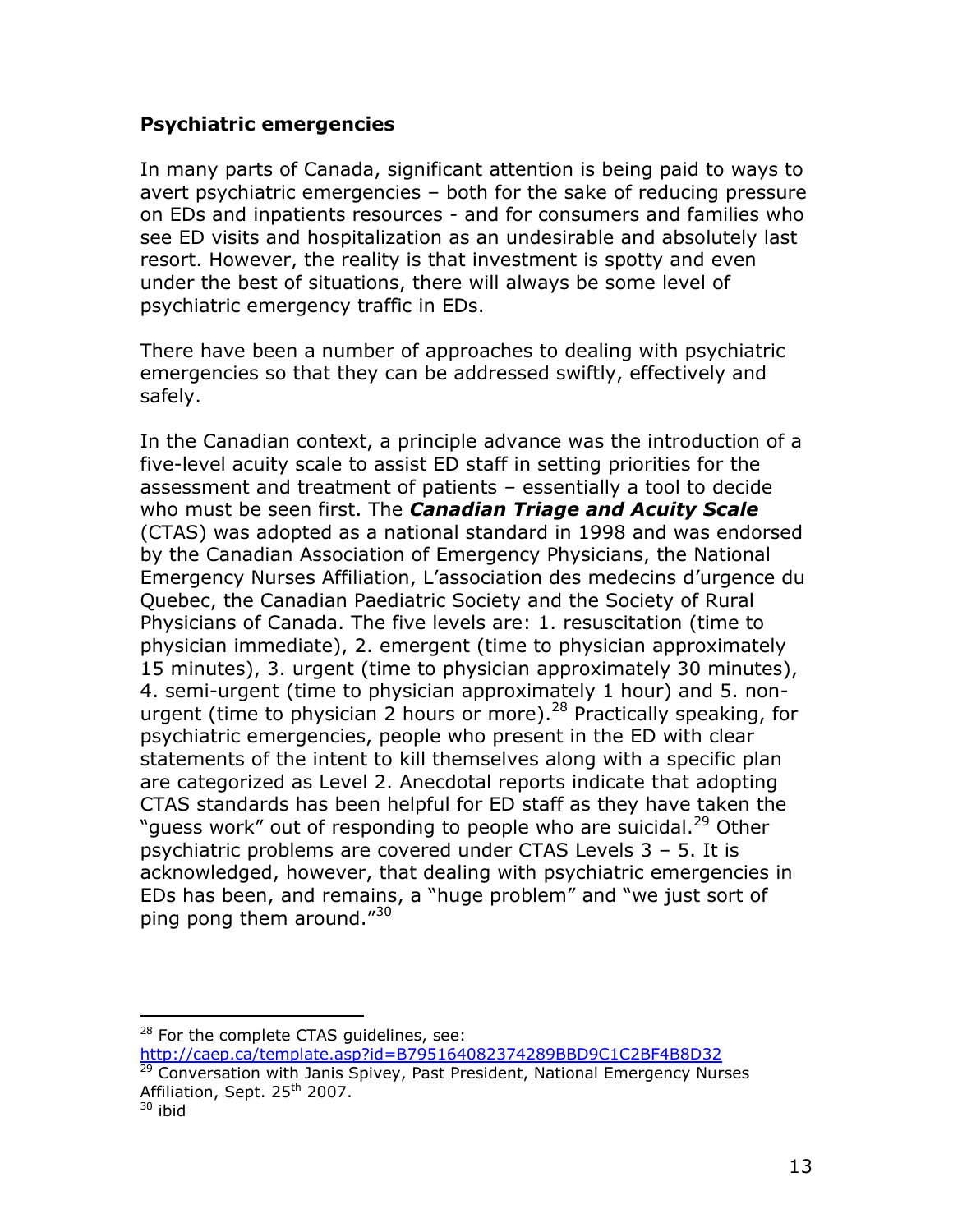## Psychiatric emergencies

In many parts of Canada, significant attention is being paid to ways to avert psychiatric emergencies – both for the sake of reducing pressure on EDs and inpatients resources - and for consumers and families who see ED visits and hospitalization as an undesirable and absolutely last resort. However, the reality is that investment is spotty and even under the best of situations, there will always be some level of psychiatric emergency traffic in EDs.

There have been a number of approaches to dealing with psychiatric emergencies so that they can be addressed swiftly, effectively and safely.

In the Canadian context, a principle advance was the introduction of a five-level acuity scale to assist ED staff in setting priorities for the assessment and treatment of patients – essentially a tool to decide who must be seen first. The ***Canadian Triage and Acuity Scale*** (CTAS) was adopted as a national standard in 1998 and was endorsed by the Canadian Association of Emergency Physicians, the National Emergency Nurses Affiliation, L'association des medecins d'urgence du Quebec, the Canadian Paediatric Society and the Society of Rural Physicians of Canada. The five levels are: 1. resuscitation (time to physician immediate), 2. emergent (time to physician approximately 15 minutes), 3. urgent (time to physician approximately 30 minutes), 4. semi-urgent (time to physician approximately 1 hour) and 5. non-urgent (time to physician 2 hours or more).[28] Practically speaking, for psychiatric emergencies, people who present in the ED with clear statements of the intent to kill themselves along with a specific plan are categorized as Level 2. Anecdotal reports indicate that adopting CTAS standards has been helpful for ED staff as they have taken the "guess work" out of responding to people who are suicidal.[29] Other psychiatric problems are covered under CTAS Levels 3 – 5. It is acknowledged, however, that dealing with psychiatric emergencies in EDs has been, and remains, a "huge problem" and "we just sort of ping pong them around."[30]

---

[28] For the complete CTAS guidelines, see: http://caep.ca/template.asp?id=B795164082374289BBD9C1C2BF4B8D32

[29] Conversation with Janis Spivey, Past President, National Emergency Nurses Affiliation, Sept. 25th 2007.

[30] ibid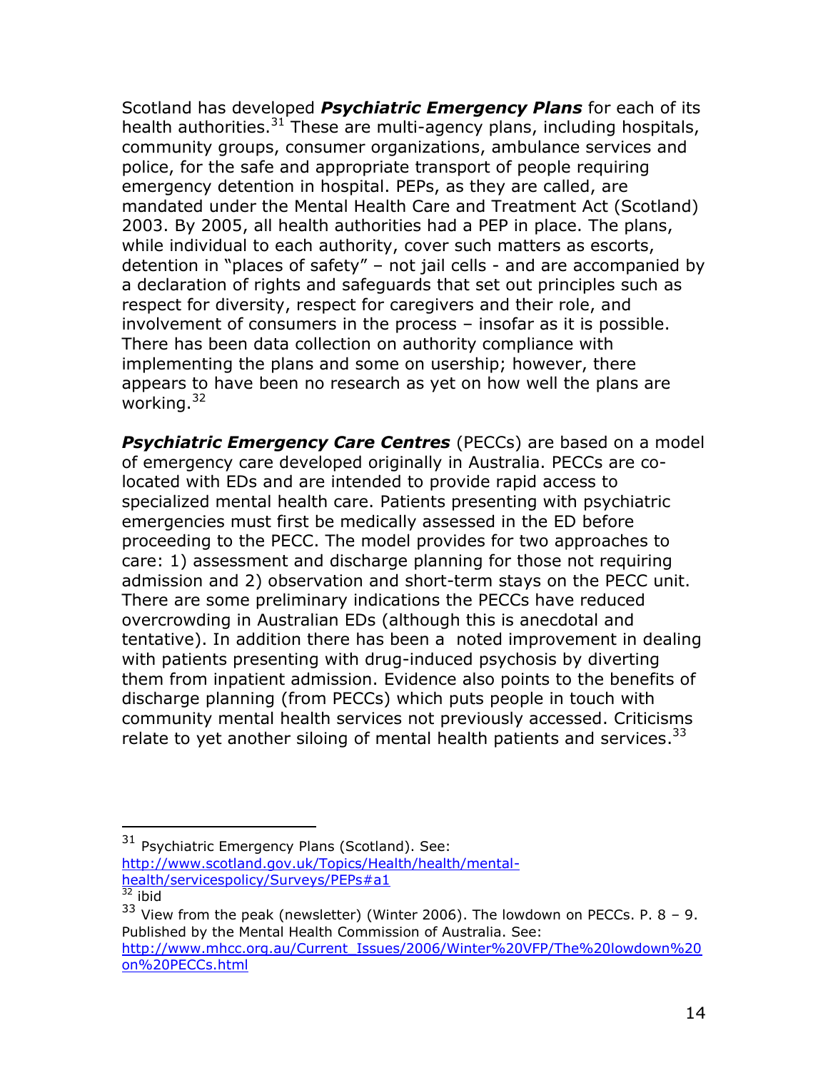Scotland has developed ***Psychiatric Emergency Plans*** for each of its health authorities.[31] These are multi-agency plans, including hospitals, community groups, consumer organizations, ambulance services and police, for the safe and appropriate transport of people requiring emergency detention in hospital. PEPs, as they are called, are mandated under the Mental Health Care and Treatment Act (Scotland) 2003. By 2005, all health authorities had a PEP in place. The plans, while individual to each authority, cover such matters as escorts, detention in "places of safety" – not jail cells - and are accompanied by a declaration of rights and safeguards that set out principles such as respect for diversity, respect for caregivers and their role, and involvement of consumers in the process – insofar as it is possible. There has been data collection on authority compliance with implementing the plans and some on usership; however, there appears to have been no research as yet on how well the plans are working.[32]

***Psychiatric Emergency Care Centres*** (PECCs) are based on a model of emergency care developed originally in Australia. PECCs are co-located with EDs and are intended to provide rapid access to specialized mental health care. Patients presenting with psychiatric emergencies must first be medically assessed in the ED before proceeding to the PECC. The model provides for two approaches to care: 1) assessment and discharge planning for those not requiring admission and 2) observation and short-term stays on the PECC unit. There are some preliminary indications the PECCs have reduced overcrowding in Australian EDs (although this is anecdotal and tentative). In addition there has been a noted improvement in dealing with patients presenting with drug-induced psychosis by diverting them from inpatient admission. Evidence also points to the benefits of discharge planning (from PECCs) which puts people in touch with community mental health services not previously accessed. Criticisms relate to yet another siloing of mental health patients and services.[33]

---

[31] Psychiatric Emergency Plans (Scotland). See: http://www.scotland.gov.uk/Topics/Health/health/mental-health/servicespolicy/Surveys/PEPs#a1

[32] ibid

[33] View from the peak (newsletter) (Winter 2006). The lowdown on PECCs. P. 8 – 9. Published by the Mental Health Commission of Australia. See: http://www.mhcc.org.au/Current_Issues/2006/Winter%20VFP/The%20lowdown%20on%20PECCs.html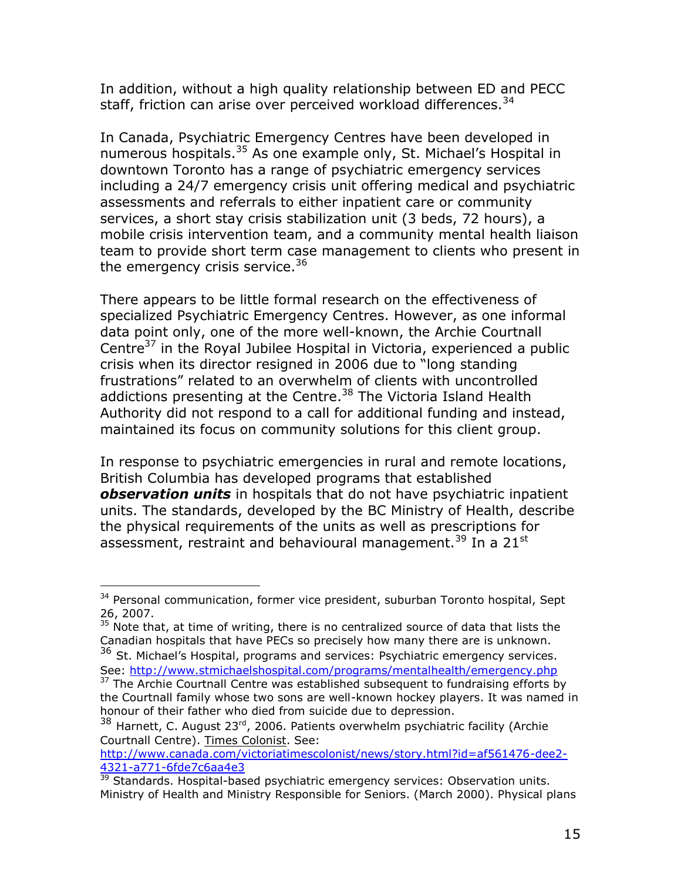In addition, without a high quality relationship between ED and PECC staff, friction can arise over perceived workload differences.[34]

In Canada, Psychiatric Emergency Centres have been developed in numerous hospitals.[35] As one example only, St. Michael's Hospital in downtown Toronto has a range of psychiatric emergency services including a 24/7 emergency crisis unit offering medical and psychiatric assessments and referrals to either inpatient care or community services, a short stay crisis stabilization unit (3 beds, 72 hours), a mobile crisis intervention team, and a community mental health liaison team to provide short term case management to clients who present in the emergency crisis service.[36]

There appears to be little formal research on the effectiveness of specialized Psychiatric Emergency Centres. However, as one informal data point only, one of the more well-known, the Archie Courtnall Centre[37] in the Royal Jubilee Hospital in Victoria, experienced a public crisis when its director resigned in 2006 due to "long standing frustrations" related to an overwhelm of clients with uncontrolled addictions presenting at the Centre.[38] The Victoria Island Health Authority did not respond to a call for additional funding and instead, maintained its focus on community solutions for this client group.

In response to psychiatric emergencies in rural and remote locations, British Columbia has developed programs that established ***observation units*** in hospitals that do not have psychiatric inpatient units. The standards, developed by the BC Ministry of Health, describe the physical requirements of the units as well as prescriptions for assessment, restraint and behavioural management.[39] In a 21st

---

[34] Personal communication, former vice president, suburban Toronto hospital, Sept 26, 2007.

[35] Note that, at time of writing, there is no centralized source of data that lists the Canadian hospitals that have PECs so precisely how many there are is unknown.

[36] St. Michael's Hospital, programs and services: Psychiatric emergency services. See: http://www.stmichaelshospital.com/programs/mentalhealth/emergency.php

[37] The Archie Courtnall Centre was established subsequent to fundraising efforts by the Courtnall family whose two sons are well-known hockey players. It was named in honour of their father who died from suicide due to depression.

[38] Harnett, C. August 23rd, 2006. Patients overwhelm psychiatric facility (Archie Courtnall Centre). Times Colonist. See: http://www.canada.com/victoriatimescolonist/news/story.html?id=af561476-dee2-4321-a771-6fde7c6aa4e3

[39] Standards. Hospital-based psychiatric emergency services: Observation units. Ministry of Health and Ministry Responsible for Seniors. (March 2000). Physical plans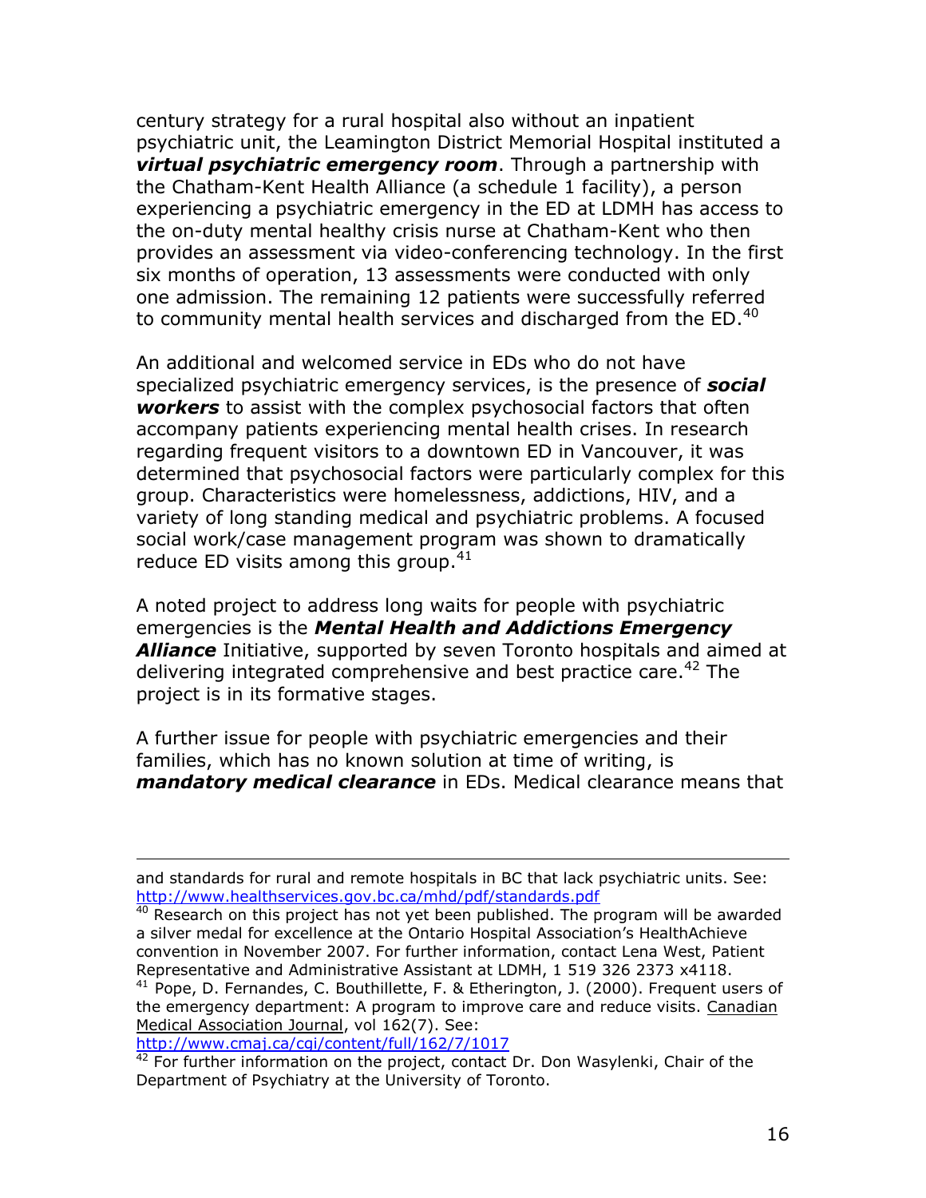century strategy for a rural hospital also without an inpatient psychiatric unit, the Leamington District Memorial Hospital instituted a ***virtual psychiatric emergency room***. Through a partnership with the Chatham-Kent Health Alliance (a schedule 1 facility), a person experiencing a psychiatric emergency in the ED at LDMH has access to the on-duty mental healthy crisis nurse at Chatham-Kent who then provides an assessment via video-conferencing technology. In the first six months of operation, 13 assessments were conducted with only one admission. The remaining 12 patients were successfully referred to community mental health services and discharged from the ED.[40]

An additional and welcomed service in EDs who do not have specialized psychiatric emergency services, is the presence of ***social workers*** to assist with the complex psychosocial factors that often accompany patients experiencing mental health crises. In research regarding frequent visitors to a downtown ED in Vancouver, it was determined that psychosocial factors were particularly complex for this group. Characteristics were homelessness, addictions, HIV, and a variety of long standing medical and psychiatric problems. A focused social work/case management program was shown to dramatically reduce ED visits among this group.[41]

A noted project to address long waits for people with psychiatric emergencies is the ***Mental Health and Addictions Emergency Alliance*** Initiative, supported by seven Toronto hospitals and aimed at delivering integrated comprehensive and best practice care.[42] The project is in its formative stages.

A further issue for people with psychiatric emergencies and their families, which has no known solution at time of writing, is ***mandatory medical clearance*** in EDs. Medical clearance means that

---

and standards for rural and remote hospitals in BC that lack psychiatric units. See: http://www.healthservices.gov.bc.ca/mhd/pdf/standards.pdf

[40] Research on this project has not yet been published. The program will be awarded a silver medal for excellence at the Ontario Hospital Association's HealthAchieve convention in November 2007. For further information, contact Lena West, Patient Representative and Administrative Assistant at LDMH, 1 519 326 2373 x4118.

[41] Pope, D. Fernandes, C. Bouthillette, F. & Etherington, J. (2000). Frequent users of the emergency department: A program to improve care and reduce visits. Canadian Medical Association Journal, vol 162(7). See: http://www.cmaj.ca/cgi/content/full/162/7/1017

[42] For further information on the project, contact Dr. Don Wasylenki, Chair of the Department of Psychiatry at the University of Toronto.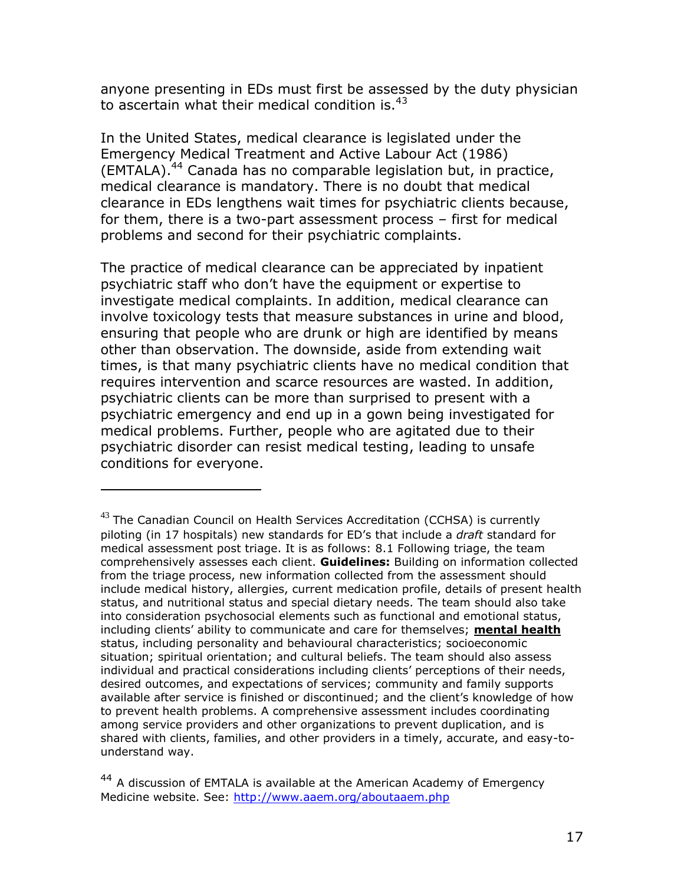anyone presenting in EDs must first be assessed by the duty physician to ascertain what their medical condition is.[43]

In the United States, medical clearance is legislated under the Emergency Medical Treatment and Active Labour Act (1986) (EMTALA).[44] Canada has no comparable legislation but, in practice, medical clearance is mandatory. There is no doubt that medical clearance in EDs lengthens wait times for psychiatric clients because, for them, there is a two-part assessment process – first for medical problems and second for their psychiatric complaints.

The practice of medical clearance can be appreciated by inpatient psychiatric staff who don't have the equipment or expertise to investigate medical complaints. In addition, medical clearance can involve toxicology tests that measure substances in urine and blood, ensuring that people who are drunk or high are identified by means other than observation. The downside, aside from extending wait times, is that many psychiatric clients have no medical condition that requires intervention and scarce resources are wasted. In addition, psychiatric clients can be more than surprised to present with a psychiatric emergency and end up in a gown being investigated for medical problems. Further, people who are agitated due to their psychiatric disorder can resist medical testing, leading to unsafe conditions for everyone.

---

[43] The Canadian Council on Health Services Accreditation (CCHSA) is currently piloting (in 17 hospitals) new standards for ED's that include a *draft* standard for medical assessment post triage. It is as follows: 8.1 Following triage, the team comprehensively assesses each client. **Guidelines:** Building on information collected from the triage process, new information collected from the assessment should include medical history, allergies, current medication profile, details of present health status, and nutritional status and special dietary needs. The team should also take into consideration psychosocial elements such as functional and emotional status, including clients' ability to communicate and care for themselves; **mental health** status, including personality and behavioural characteristics; socioeconomic situation; spiritual orientation; and cultural beliefs. The team should also assess individual and practical considerations including clients' perceptions of their needs, desired outcomes, and expectations of services; community and family supports available after service is finished or discontinued; and the client's knowledge of how to prevent health problems. A comprehensive assessment includes coordinating among service providers and other organizations to prevent duplication, and is shared with clients, families, and other providers in a timely, accurate, and easy-to-understand way.

[44] A discussion of EMTALA is available at the American Academy of Emergency Medicine website. See: http://www.aaem.org/aboutaaem.php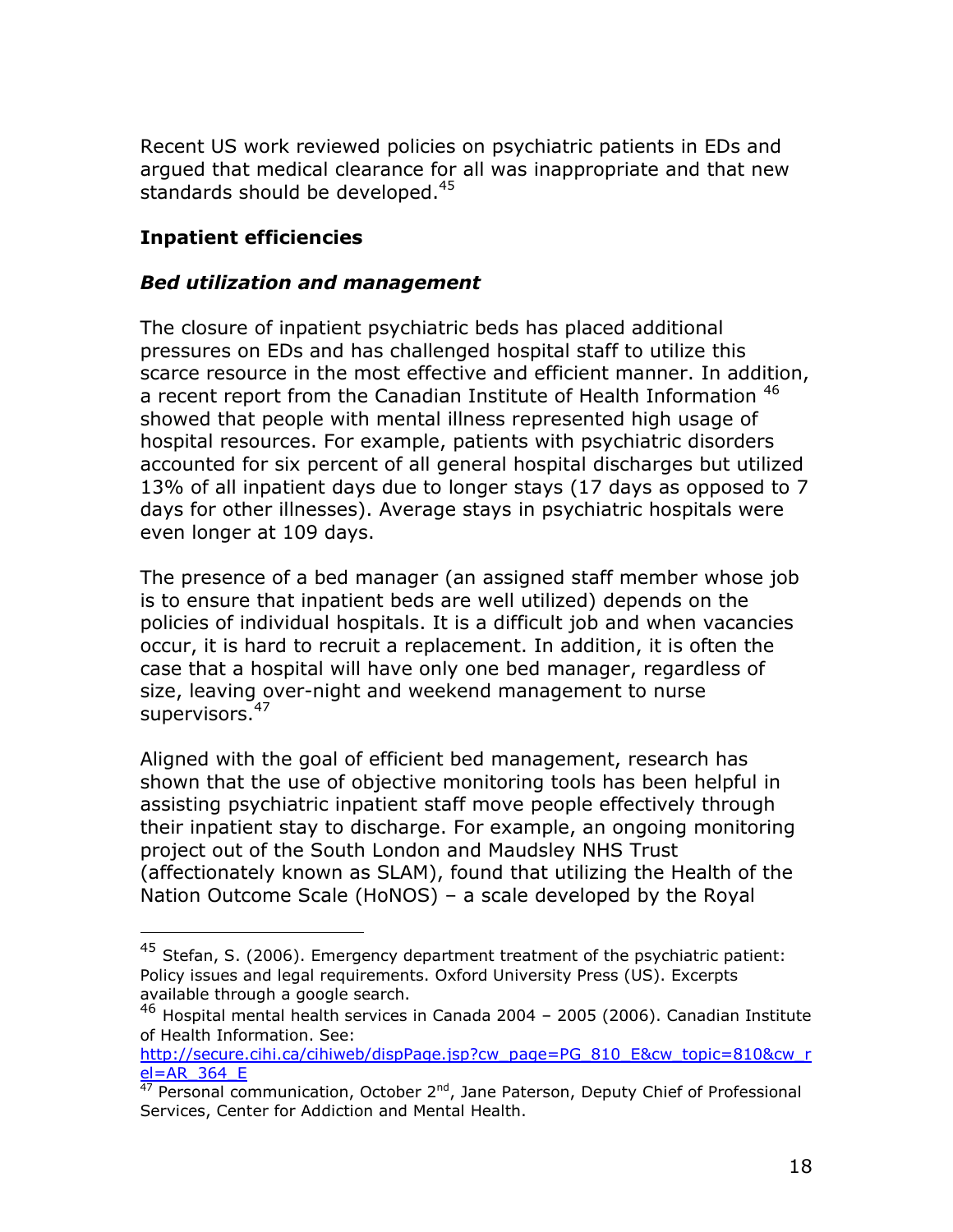Recent US work reviewed policies on psychiatric patients in EDs and argued that medical clearance for all was inappropriate and that new standards should be developed.[45]

**Inpatient efficiencies**

***Bed utilization and management***

The closure of inpatient psychiatric beds has placed additional pressures on EDs and has challenged hospital staff to utilize this scarce resource in the most effective and efficient manner. In addition, a recent report from the Canadian Institute of Health Information [46] showed that people with mental illness represented high usage of hospital resources. For example, patients with psychiatric disorders accounted for six percent of all general hospital discharges but utilized 13% of all inpatient days due to longer stays (17 days as opposed to 7 days for other illnesses). Average stays in psychiatric hospitals were even longer at 109 days.

The presence of a bed manager (an assigned staff member whose job is to ensure that inpatient beds are well utilized) depends on the policies of individual hospitals. It is a difficult job and when vacancies occur, it is hard to recruit a replacement. In addition, it is often the case that a hospital will have only one bed manager, regardless of size, leaving over-night and weekend management to nurse supervisors.[47]

Aligned with the goal of efficient bed management, research has shown that the use of objective monitoring tools has been helpful in assisting psychiatric inpatient staff move people effectively through their inpatient stay to discharge. For example, an ongoing monitoring project out of the South London and Maudsley NHS Trust (affectionately known as SLAM), found that utilizing the Health of the Nation Outcome Scale (HoNOS) – a scale developed by the Royal

---

[45] Stefan, S. (2006). Emergency department treatment of the psychiatric patient: Policy issues and legal requirements. Oxford University Press (US). Excerpts available through a google search.

[46] Hospital mental health services in Canada 2004 – 2005 (2006). Canadian Institute of Health Information. See: http://secure.cihi.ca/cihiweb/dispPage.jsp?cw_page=PG_810_E&cw_topic=810&cw_rel=AR_364_E

[47] Personal communication, October 2nd, Jane Paterson, Deputy Chief of Professional Services, Center for Addiction and Mental Health.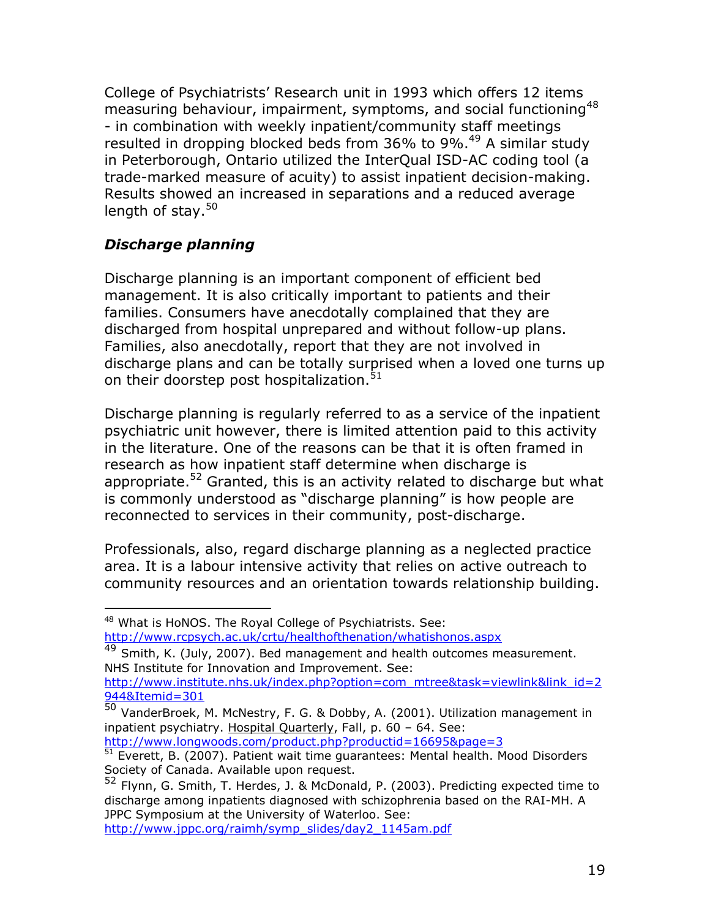College of Psychiatrists' Research unit in 1993 which offers 12 items measuring behaviour, impairment, symptoms, and social functioning[48] - in combination with weekly inpatient/community staff meetings resulted in dropping blocked beds from 36% to 9%.[49] A similar study in Peterborough, Ontario utilized the InterQual ISD-AC coding tool (a trade-marked measure of acuity) to assist inpatient decision-making. Results showed an increased in separations and a reduced average length of stay.[50]

### *Discharge planning*

Discharge planning is an important component of efficient bed management. It is also critically important to patients and their families. Consumers have anecdotally complained that they are discharged from hospital unprepared and without follow-up plans. Families, also anecdotally, report that they are not involved in discharge plans and can be totally surprised when a loved one turns up on their doorstep post hospitalization.[51]

Discharge planning is regularly referred to as a service of the inpatient psychiatric unit however, there is limited attention paid to this activity in the literature. One of the reasons can be that it is often framed in research as how inpatient staff determine when discharge is appropriate.[52] Granted, this is an activity related to discharge but what is commonly understood as "discharge planning" is how people are reconnected to services in their community, post-discharge.

Professionals, also, regard discharge planning as a neglected practice area. It is a labour intensive activity that relies on active outreach to community resources and an orientation towards relationship building.

---

[48] What is HoNOS. The Royal College of Psychiatrists. See: http://www.rcpsych.ac.uk/crtu/healthofthenation/whatishonos.aspx

[49] Smith, K. (July, 2007). Bed management and health outcomes measurement. NHS Institute for Innovation and Improvement. See: http://www.institute.nhs.uk/index.php?option=com_mtree&task=viewlink&link_id=2944&Itemid=301

[50] VanderBroek, M. McNestry, F. G. & Dobby, A. (2001). Utilization management in inpatient psychiatry. Hospital Quarterly, Fall, p. 60 – 64. See: http://www.longwoods.com/product.php?productid=16695&page=3

[51] Everett, B. (2007). Patient wait time guarantees: Mental health. Mood Disorders Society of Canada. Available upon request.

[52] Flynn, G. Smith, T. Herdes, J. & McDonald, P. (2003). Predicting expected time to discharge among inpatients diagnosed with schizophrenia based on the RAI-MH. A JPPC Symposium at the University of Waterloo. See: http://www.jppc.org/raimh/symp_slides/day2_1145am.pdf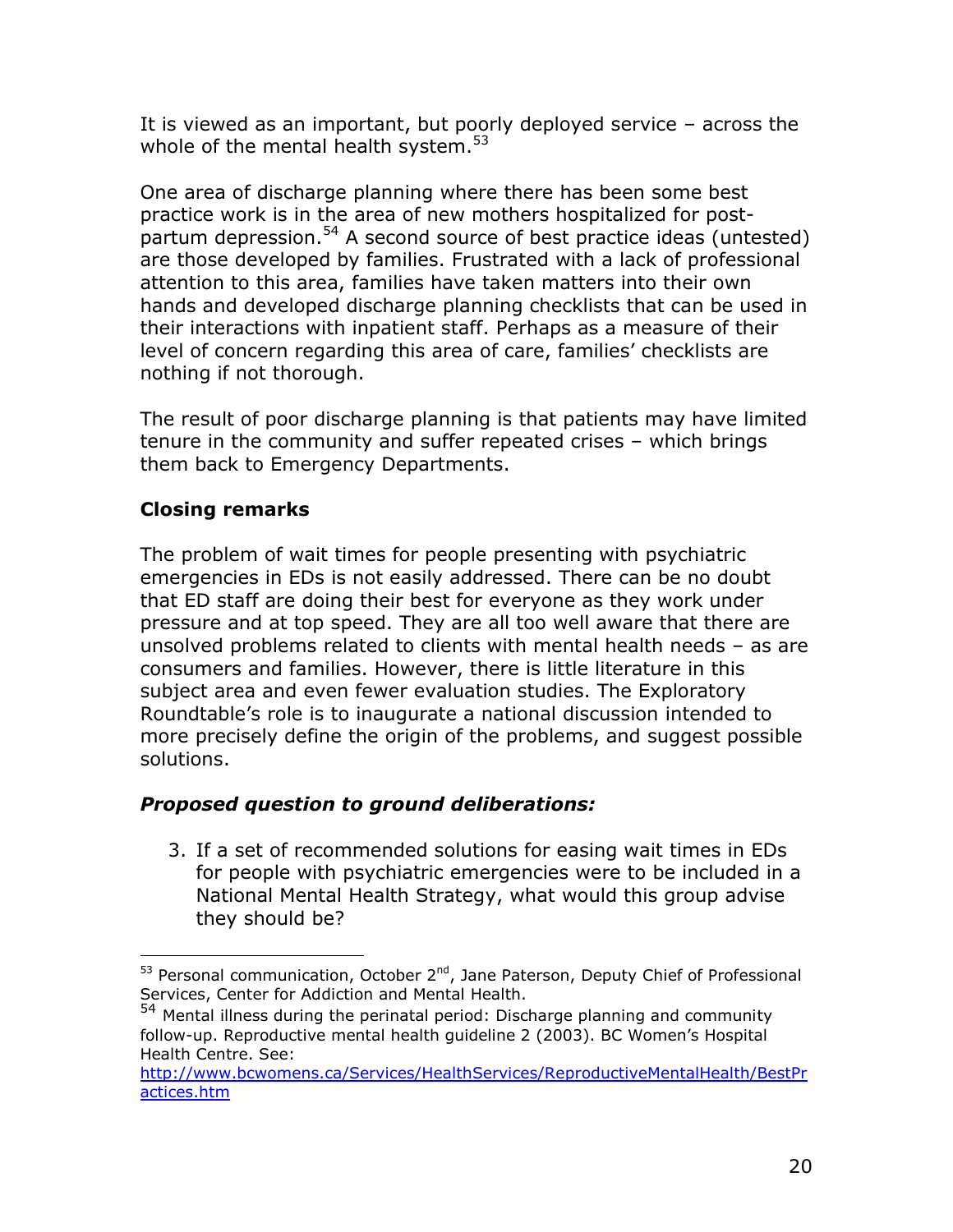It is viewed as an important, but poorly deployed service – across the whole of the mental health system.[53]

One area of discharge planning where there has been some best practice work is in the area of new mothers hospitalized for post-partum depression.[54] A second source of best practice ideas (untested) are those developed by families. Frustrated with a lack of professional attention to this area, families have taken matters into their own hands and developed discharge planning checklists that can be used in their interactions with inpatient staff. Perhaps as a measure of their level of concern regarding this area of care, families' checklists are nothing if not thorough.

The result of poor discharge planning is that patients may have limited tenure in the community and suffer repeated crises – which brings them back to Emergency Departments.

**Closing remarks**

The problem of wait times for people presenting with psychiatric emergencies in EDs is not easily addressed. There can be no doubt that ED staff are doing their best for everyone as they work under pressure and at top speed. They are all too well aware that there are unsolved problems related to clients with mental health needs – as are consumers and families. However, there is little literature in this subject area and even fewer evaluation studies. The Exploratory Roundtable's role is to inaugurate a national discussion intended to more precisely define the origin of the problems, and suggest possible solutions.

***Proposed question to ground deliberations:***

3. If a set of recommended solutions for easing wait times in EDs for people with psychiatric emergencies were to be included in a National Mental Health Strategy, what would this group advise they should be?

---

[53] Personal communication, October 2nd, Jane Paterson, Deputy Chief of Professional Services, Center for Addiction and Mental Health.

[54] Mental illness during the perinatal period: Discharge planning and community follow-up. Reproductive mental health guideline 2 (2003). BC Women's Hospital Health Centre. See: http://www.bcwomens.ca/Services/HealthServices/ReproductiveMentalHealth/BestPractices.htm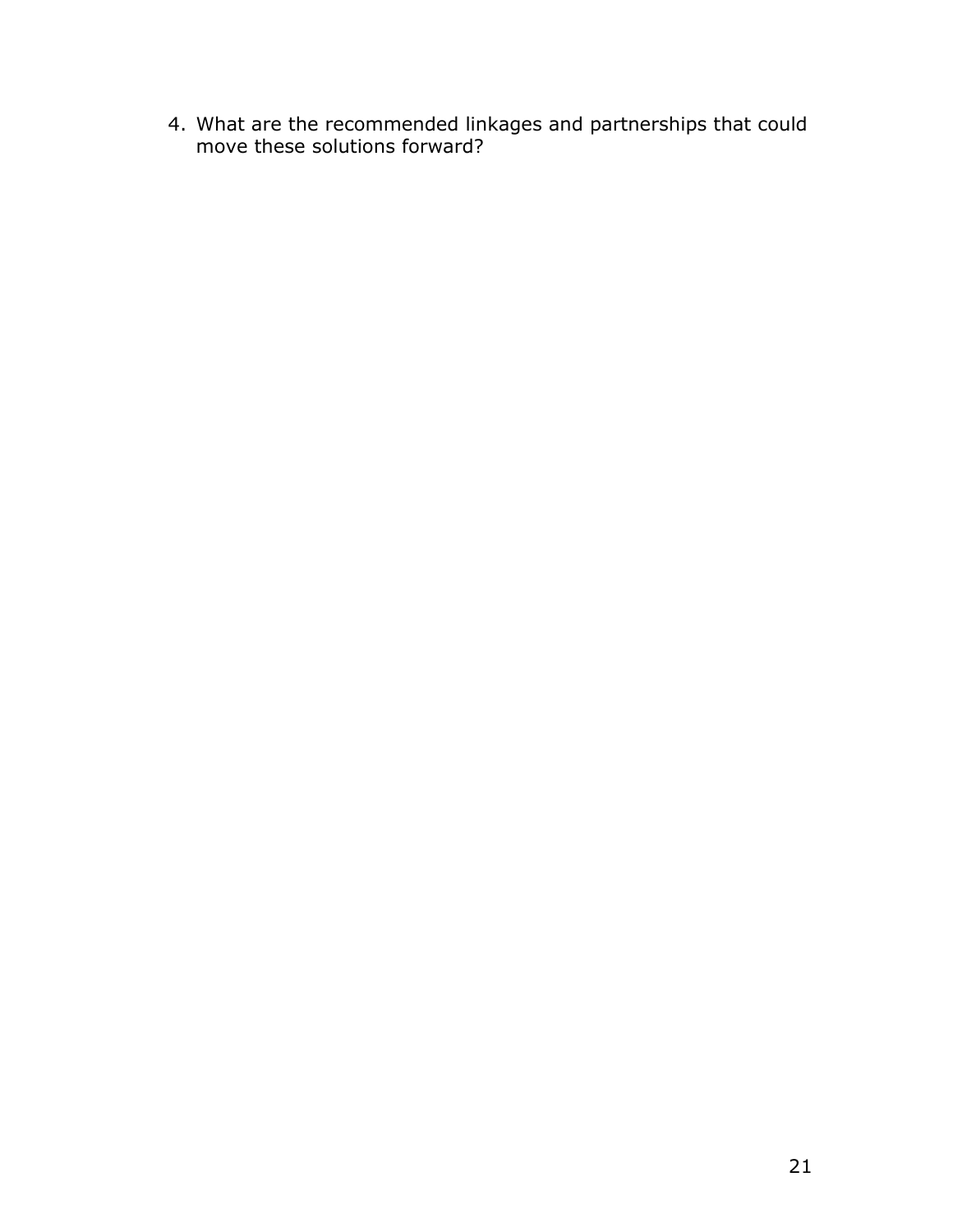4. What are the recommended linkages and partnerships that could move these solutions forward?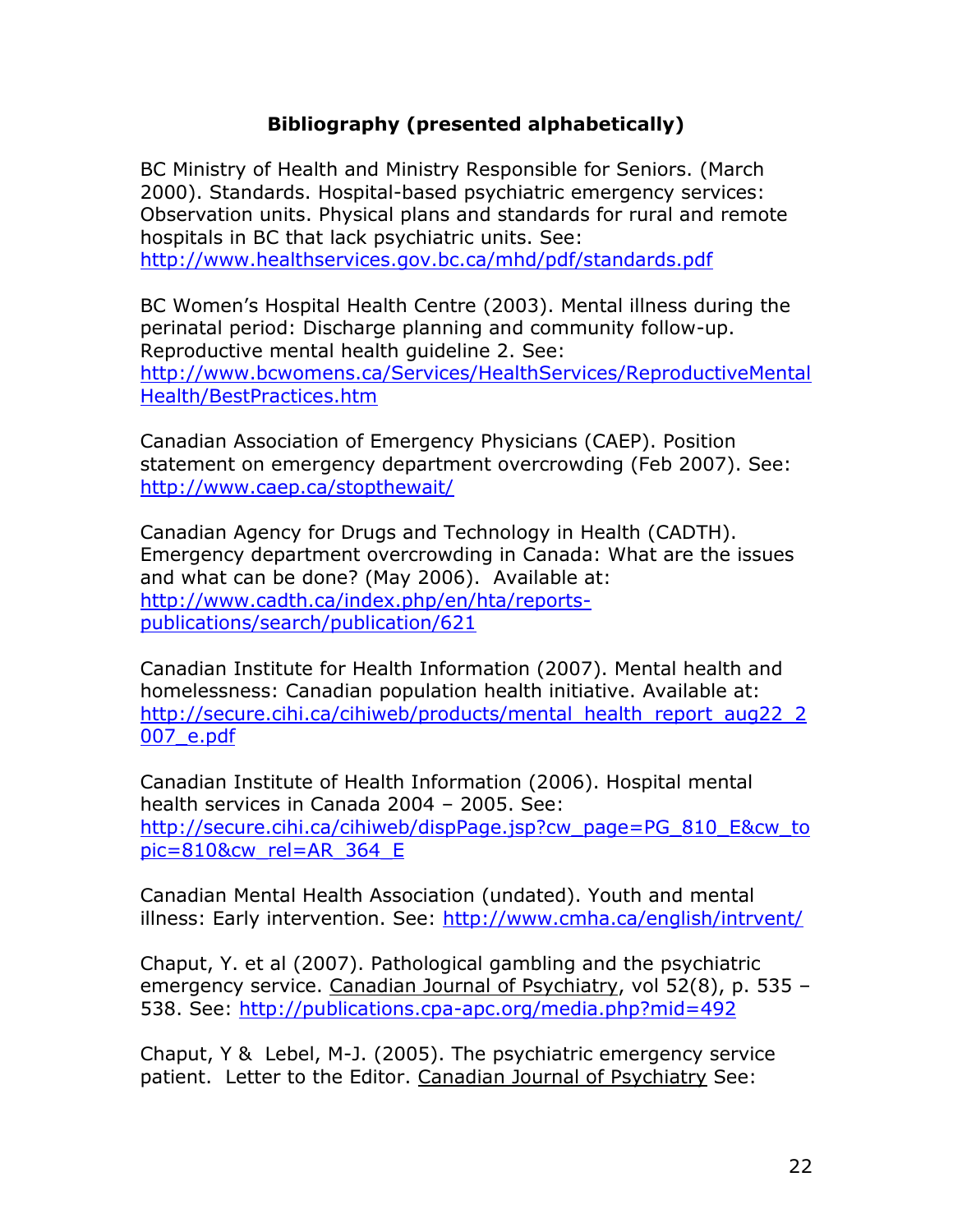## Bibliography (presented alphabetically)

BC Ministry of Health and Ministry Responsible for Seniors. (March 2000). Standards. Hospital-based psychiatric emergency services: Observation units. Physical plans and standards for rural and remote hospitals in BC that lack psychiatric units. See: http://www.healthservices.gov.bc.ca/mhd/pdf/standards.pdf

BC Women's Hospital Health Centre (2003). Mental illness during the perinatal period: Discharge planning and community follow-up. Reproductive mental health guideline 2. See: http://www.bcwomens.ca/Services/HealthServices/ReproductiveMentalHealth/BestPractices.htm

Canadian Association of Emergency Physicians (CAEP). Position statement on emergency department overcrowding (Feb 2007). See: http://www.caep.ca/stopthewait/

Canadian Agency for Drugs and Technology in Health (CADTH). Emergency department overcrowding in Canada: What are the issues and what can be done? (May 2006). Available at: http://www.cadth.ca/index.php/en/hta/reports-publications/search/publication/621

Canadian Institute for Health Information (2007). Mental health and homelessness: Canadian population health initiative. Available at: http://secure.cihi.ca/cihiweb/products/mental_health_report_aug22_2007_e.pdf

Canadian Institute of Health Information (2006). Hospital mental health services in Canada 2004 – 2005. See: http://secure.cihi.ca/cihiweb/dispPage.jsp?cw_page=PG_810_E&cw_topic=810&cw_rel=AR_364_E

Canadian Mental Health Association (undated). Youth and mental illness: Early intervention. See: http://www.cmha.ca/english/intrvent/

Chaput, Y. et al (2007). Pathological gambling and the psychiatric emergency service. Canadian Journal of Psychiatry, vol 52(8), p. 535 – 538. See: http://publications.cpa-apc.org/media.php?mid=492

Chaput, Y & Lebel, M-J. (2005). The psychiatric emergency service patient. Letter to the Editor. Canadian Journal of Psychiatry See: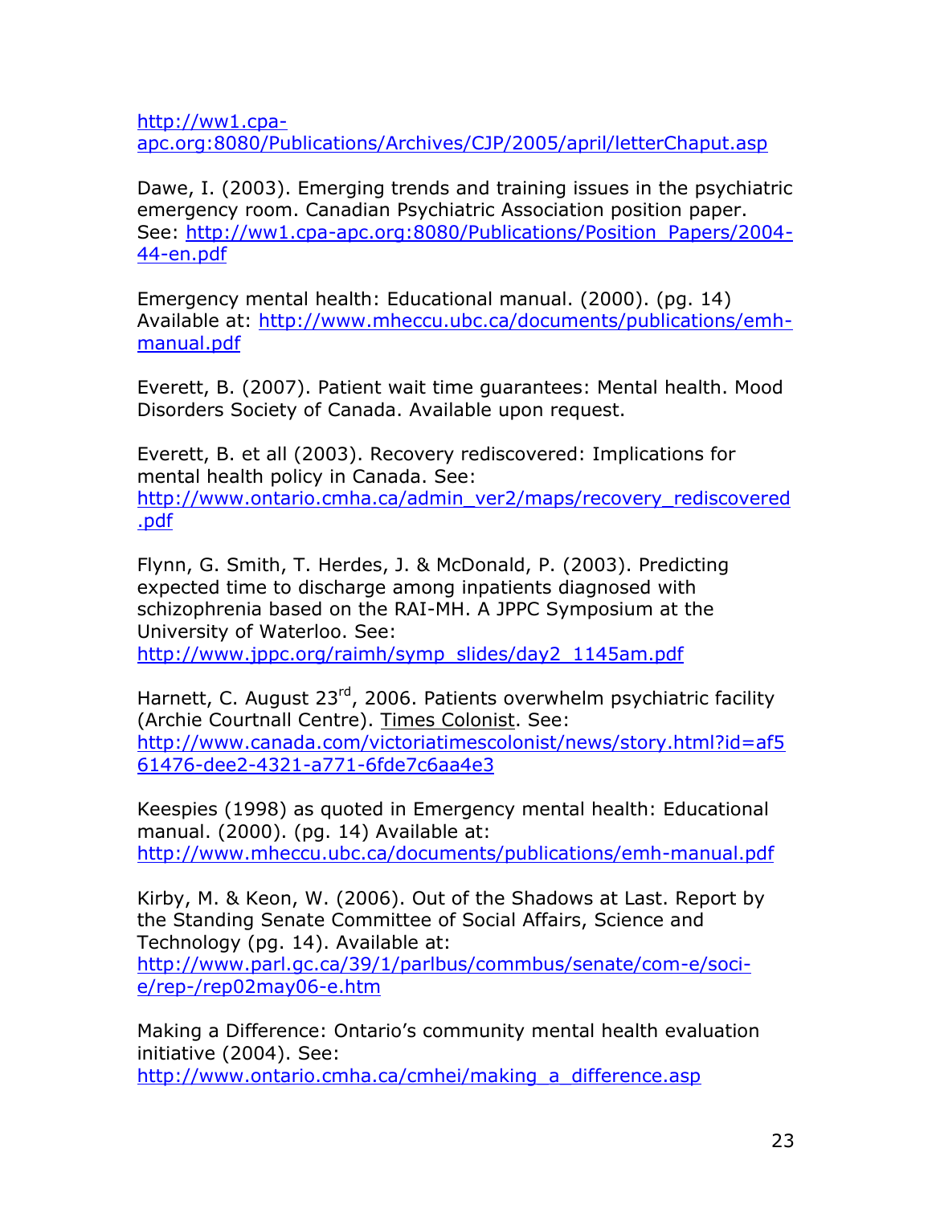http://ww1.cpa-apc.org:8080/Publications/Archives/CJP/2005/april/letterChaput.asp

Dawe, I. (2003). Emerging trends and training issues in the psychiatric emergency room. Canadian Psychiatric Association position paper. See: http://ww1.cpa-apc.org:8080/Publications/Position_Papers/2004-44-en.pdf

Emergency mental health: Educational manual. (2000). (pg. 14) Available at: http://www.mheccu.ubc.ca/documents/publications/emh-manual.pdf

Everett, B. (2007). Patient wait time guarantees: Mental health. Mood Disorders Society of Canada. Available upon request.

Everett, B. et all (2003). Recovery rediscovered: Implications for mental health policy in Canada. See: http://www.ontario.cmha.ca/admin_ver2/maps/recovery_rediscovered.pdf

Flynn, G. Smith, T. Herdes, J. & McDonald, P. (2003). Predicting expected time to discharge among inpatients diagnosed with schizophrenia based on the RAI-MH. A JPPC Symposium at the University of Waterloo. See: http://www.jppc.org/raimh/symp_slides/day2_1145am.pdf

Harnett, C. August 23rd, 2006. Patients overwhelm psychiatric facility (Archie Courtnall Centre). Times Colonist. See: http://www.canada.com/victoriatimescolonist/news/story.html?id=af561476-dee2-4321-a771-6fde7c6aa4e3

Keespies (1998) as quoted in Emergency mental health: Educational manual. (2000). (pg. 14) Available at: http://www.mheccu.ubc.ca/documents/publications/emh-manual.pdf

Kirby, M. & Keon, W. (2006). Out of the Shadows at Last. Report by the Standing Senate Committee of Social Affairs, Science and Technology (pg. 14). Available at: http://www.parl.gc.ca/39/1/parlbus/commbus/senate/com-e/soci-e/rep-/rep02may06-e.htm

Making a Difference: Ontario's community mental health evaluation initiative (2004). See: http://www.ontario.cmha.ca/cmhei/making_a_difference.asp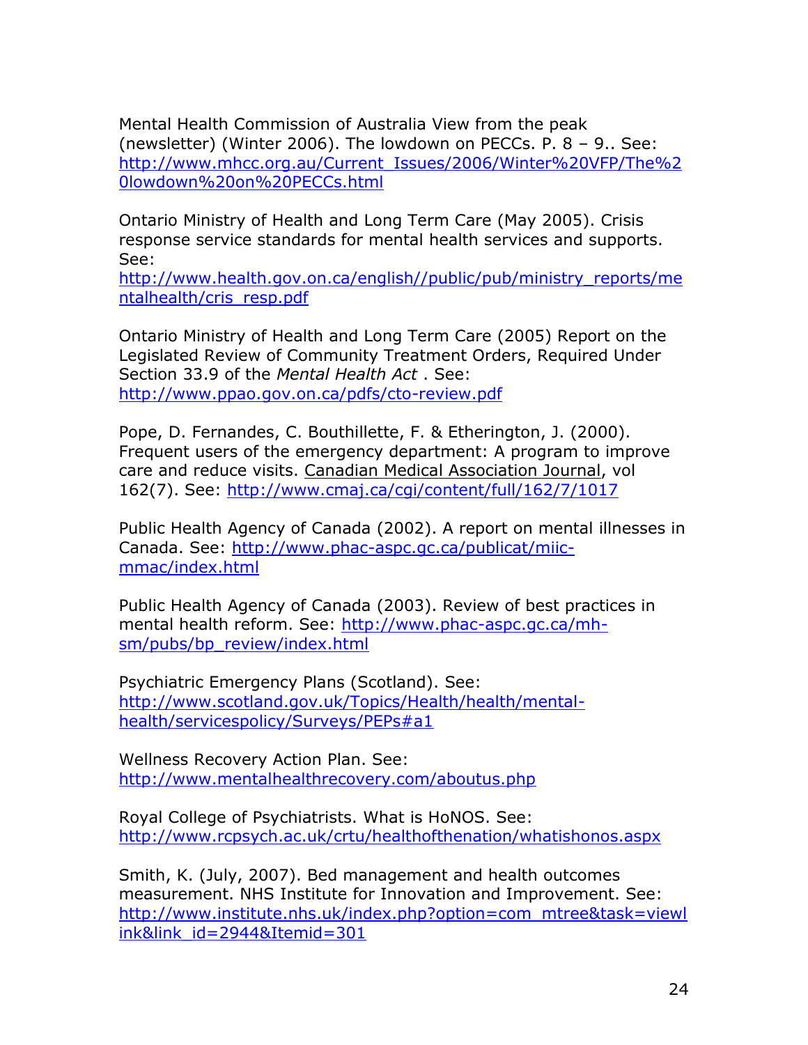Mental Health Commission of Australia View from the peak (newsletter) (Winter 2006). The lowdown on PECCs. P. 8 – 9.. See: http://www.mhcc.org.au/Current_Issues/2006/Winter%20VFP/The%20lowdown%20on%20PECCs.html

Ontario Ministry of Health and Long Term Care (May 2005). Crisis response service standards for mental health services and supports. See: http://www.health.gov.on.ca/english//public/pub/ministry_reports/mentalhealth/cris_resp.pdf

Ontario Ministry of Health and Long Term Care (2005) Report on the Legislated Review of Community Treatment Orders, Required Under Section 33.9 of the *Mental Health Act* . See: http://www.ppao.gov.on.ca/pdfs/cto-review.pdf

Pope, D. Fernandes, C. Bouthillette, F. & Etherington, J. (2000). Frequent users of the emergency department: A program to improve care and reduce visits. Canadian Medical Association Journal, vol 162(7). See: http://www.cmaj.ca/cgi/content/full/162/7/1017

Public Health Agency of Canada (2002). A report on mental illnesses in Canada. See: http://www.phac-aspc.gc.ca/publicat/miic-mmac/index.html

Public Health Agency of Canada (2003). Review of best practices in mental health reform. See: http://www.phac-aspc.gc.ca/mh-sm/pubs/bp_review/index.html

Psychiatric Emergency Plans (Scotland). See: http://www.scotland.gov.uk/Topics/Health/health/mental-health/servicespolicy/Surveys/PEPs#a1

Wellness Recovery Action Plan. See: http://www.mentalhealthrecovery.com/aboutus.php

Royal College of Psychiatrists. What is HoNOS. See: http://www.rcpsych.ac.uk/crtu/healthofthenation/whatishonos.aspx

Smith, K. (July, 2007). Bed management and health outcomes measurement. NHS Institute for Innovation and Improvement. See: http://www.institute.nhs.uk/index.php?option=com_mtree&task=viewlink&link_id=2944&Itemid=301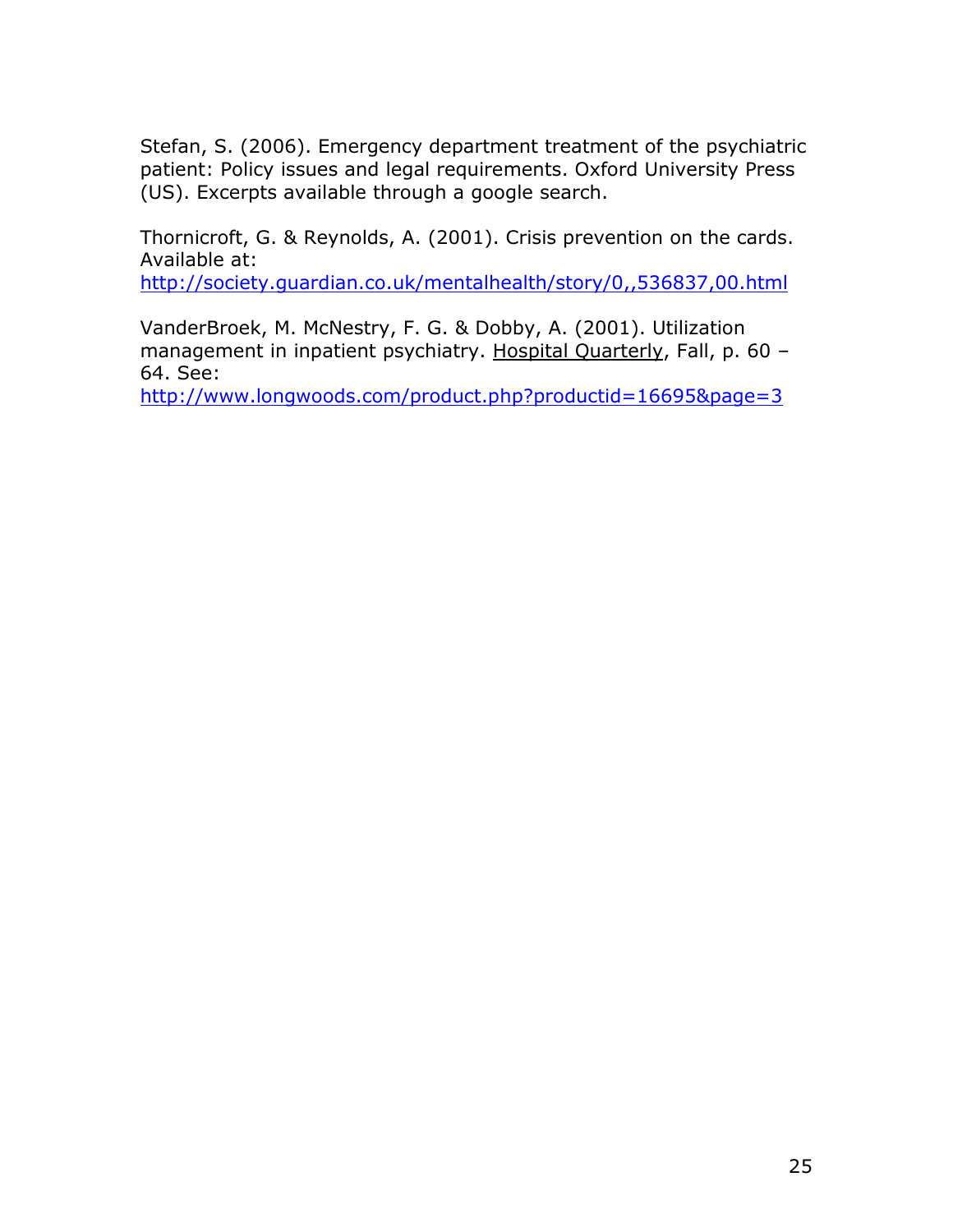Stefan, S. (2006). Emergency department treatment of the psychiatric patient: Policy issues and legal requirements. Oxford University Press (US). Excerpts available through a google search.

Thornicroft, G. & Reynolds, A. (2001). Crisis prevention on the cards. Available at: [http://society.guardian.co.uk/mentalhealth/story/0,,536837,00.html](http://society.guardian.co.uk/mentalhealth/story/0,,536837,00.html)

VanderBroek, M. McNestry, F. G. & Dobby, A. (2001). Utilization management in inpatient psychiatry. <u>Hospital Quarterly</u>, Fall, p. 60 – 64. See: [http://www.longwoods.com/product.php?productid=16695&page=3](http://www.longwoods.com/product.php?productid=16695&page=3)